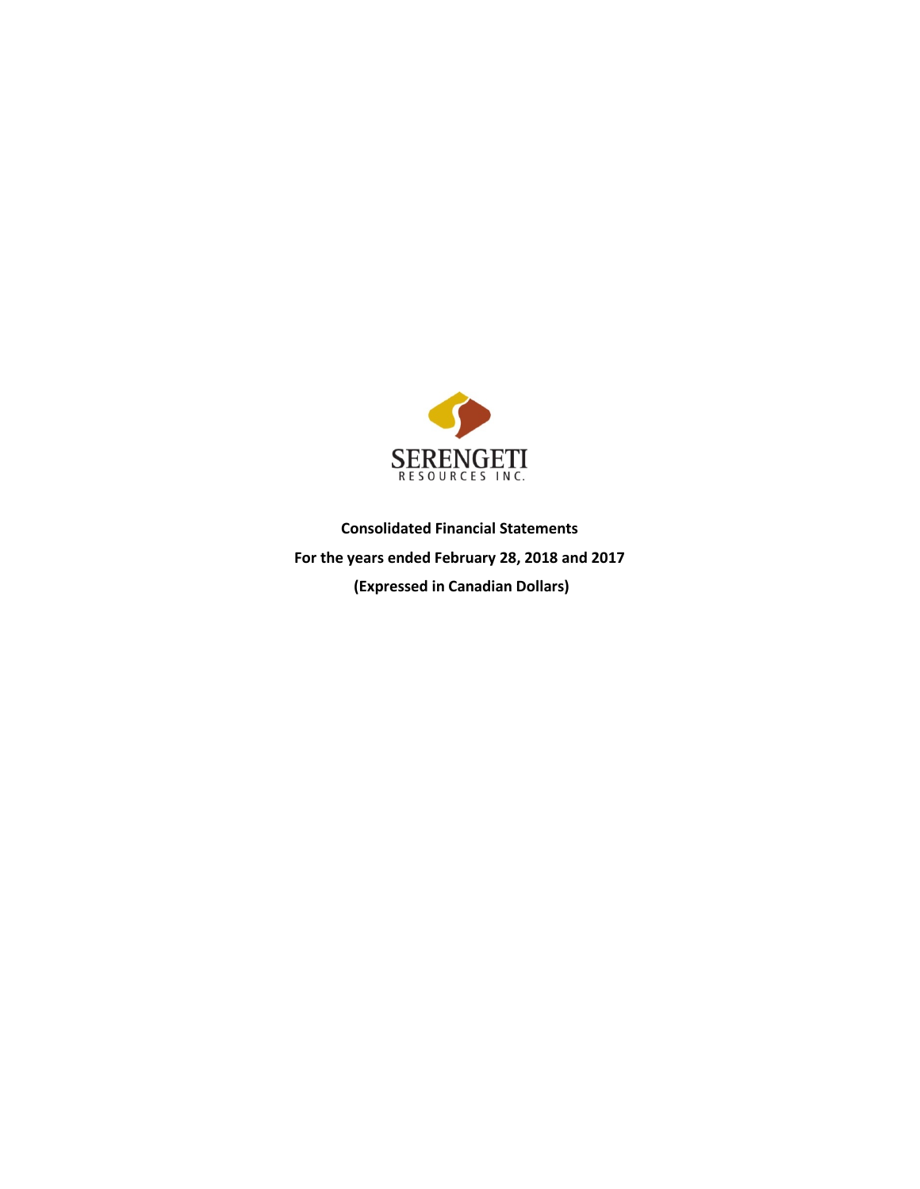SERENGETI
RESOURCES INC.

**Consolidated Financial Statements**

**For the years ended February 28, 2018 and 2017**

**(Expressed in Canadian Dollars)**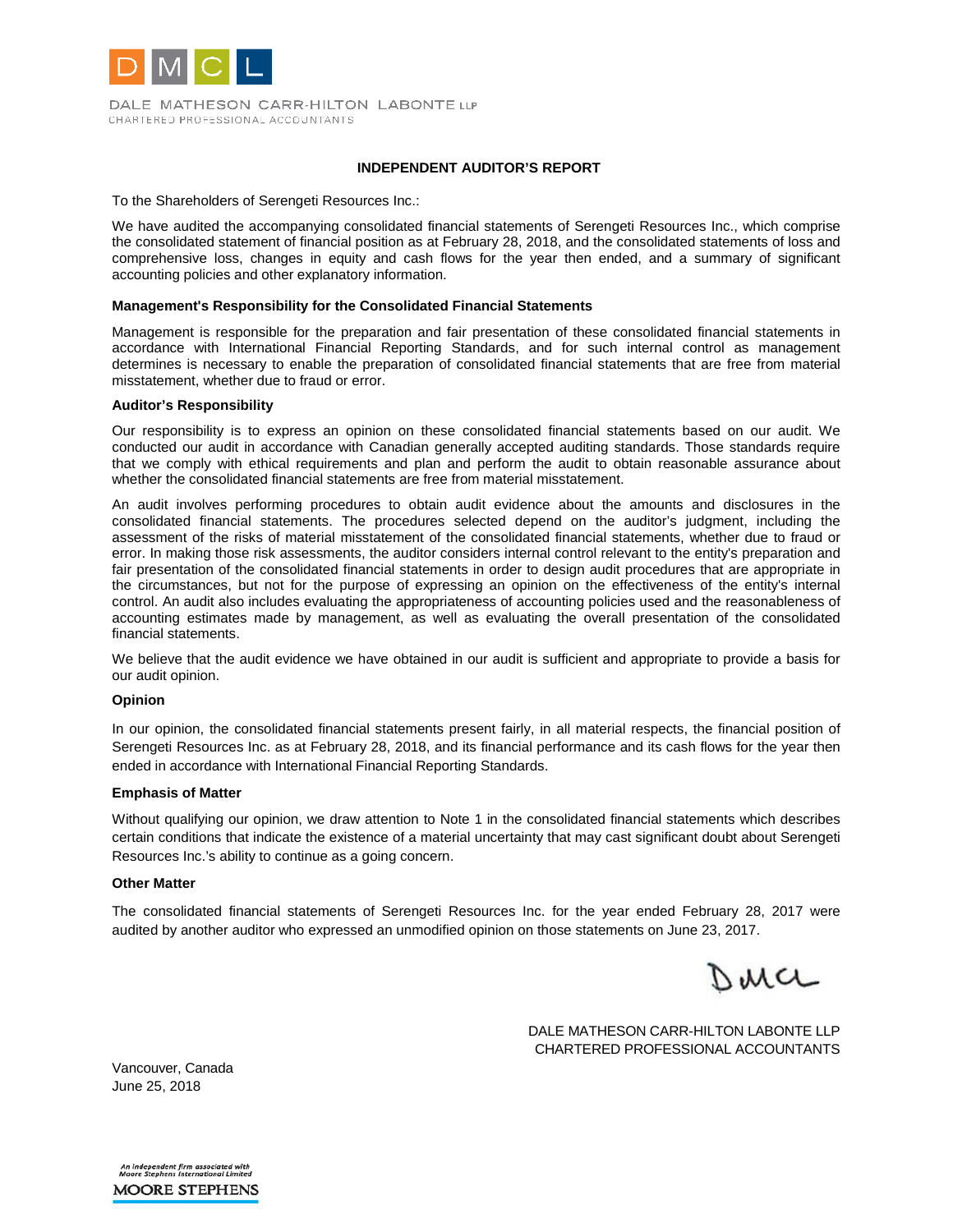DMCL

DALE MATHESON CARR-HILTON LABONTE LLP
CHARTERED PROFESSIONAL ACCOUNTANTS

## INDEPENDENT AUDITOR'S REPORT

To the Shareholders of Serengeti Resources Inc.:

We have audited the accompanying consolidated financial statements of Serengeti Resources Inc., which comprise the consolidated statement of financial position as at February 28, 2018, and the consolidated statements of loss and comprehensive loss, changes in equity and cash flows for the year then ended, and a summary of significant accounting policies and other explanatory information.

### Management's Responsibility for the Consolidated Financial Statements

Management is responsible for the preparation and fair presentation of these consolidated financial statements in accordance with International Financial Reporting Standards, and for such internal control as management determines is necessary to enable the preparation of consolidated financial statements that are free from material misstatement, whether due to fraud or error.

### Auditor's Responsibility

Our responsibility is to express an opinion on these consolidated financial statements based on our audit. We conducted our audit in accordance with Canadian generally accepted auditing standards. Those standards require that we comply with ethical requirements and plan and perform the audit to obtain reasonable assurance about whether the consolidated financial statements are free from material misstatement.

An audit involves performing procedures to obtain audit evidence about the amounts and disclosures in the consolidated financial statements. The procedures selected depend on the auditor's judgment, including the assessment of the risks of material misstatement of the consolidated financial statements, whether due to fraud or error. In making those risk assessments, the auditor considers internal control relevant to the entity's preparation and fair presentation of the consolidated financial statements in order to design audit procedures that are appropriate in the circumstances, but not for the purpose of expressing an opinion on the effectiveness of the entity's internal control. An audit also includes evaluating the appropriateness of accounting policies used and the reasonableness of accounting estimates made by management, as well as evaluating the overall presentation of the consolidated financial statements.

We believe that the audit evidence we have obtained in our audit is sufficient and appropriate to provide a basis for our audit opinion.

### Opinion

In our opinion, the consolidated financial statements present fairly, in all material respects, the financial position of Serengeti Resources Inc. as at February 28, 2018, and its financial performance and its cash flows for the year then ended in accordance with International Financial Reporting Standards.

### Emphasis of Matter

Without qualifying our opinion, we draw attention to Note 1 in the consolidated financial statements which describes certain conditions that indicate the existence of a material uncertainty that may cast significant doubt about Serengeti Resources Inc.'s ability to continue as a going concern.

### Other Matter

The consolidated financial statements of Serengeti Resources Inc. for the year ended February 28, 2017 were audited by another auditor who expressed an unmodified opinion on those statements on June 23, 2017.

DMCL

DALE MATHESON CARR-HILTON LABONTE LLP
CHARTERED PROFESSIONAL ACCOUNTANTS

Vancouver, Canada
June 25, 2018

An independent firm associated with Moore Stephens International Limited
MOORE STEPHENS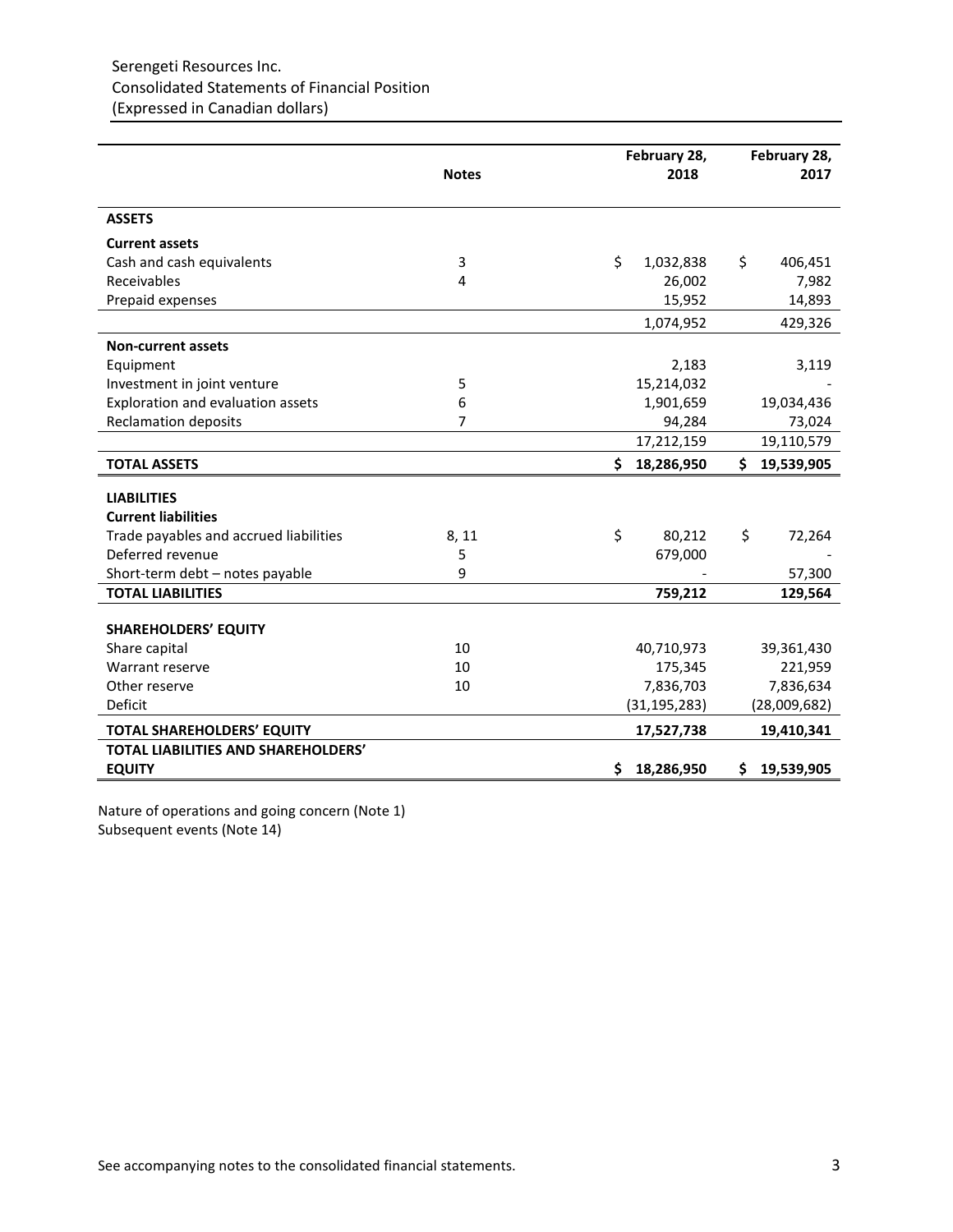Serengeti Resources Inc.
Consolidated Statements of Financial Position
(Expressed in Canadian dollars)

| | Notes | February 28, 2018 | February 28, 2017 |
|---|---|---|---|
| **ASSETS** | | | |
| **Current assets** | | | |
| Cash and cash equivalents | 3 | $ 1,032,838 | $ 406,451 |
| Receivables | 4 | 26,002 | 7,982 |
| Prepaid expenses | | 15,952 | 14,893 |
| | | 1,074,952 | 429,326 |
| **Non-current assets** | | | |
| Equipment | | 2,183 | 3,119 |
| Investment in joint venture | 5 | 15,214,032 | - |
| Exploration and evaluation assets | 6 | 1,901,659 | 19,034,436 |
| Reclamation deposits | 7 | 94,284 | 73,024 |
| | | 17,212,159 | 19,110,579 |
| **TOTAL ASSETS** | | **$ 18,286,950** | **$ 19,539,905** |
| **LIABILITIES** | | | |
| **Current liabilities** | | | |
| Trade payables and accrued liabilities | 8, 11 | $ 80,212 | $ 72,264 |
| Deferred revenue | 5 | 679,000 | - |
| Short-term debt – notes payable | 9 | - | 57,300 |
| **TOTAL LIABILITIES** | | **759,212** | **129,564** |
| **SHAREHOLDERS' EQUITY** | | | |
| Share capital | 10 | 40,710,973 | 39,361,430 |
| Warrant reserve | 10 | 175,345 | 221,959 |
| Other reserve | 10 | 7,836,703 | 7,836,634 |
| Deficit | | (31,195,283) | (28,009,682) |
| **TOTAL SHAREHOLDERS' EQUITY** | | **17,527,738** | **19,410,341** |
| **TOTAL LIABILITIES AND SHAREHOLDERS' EQUITY** | | **$ 18,286,950** | **$ 19,539,905** |

Nature of operations and going concern (Note 1)
Subsequent events (Note 14)

See accompanying notes to the consolidated financial statements.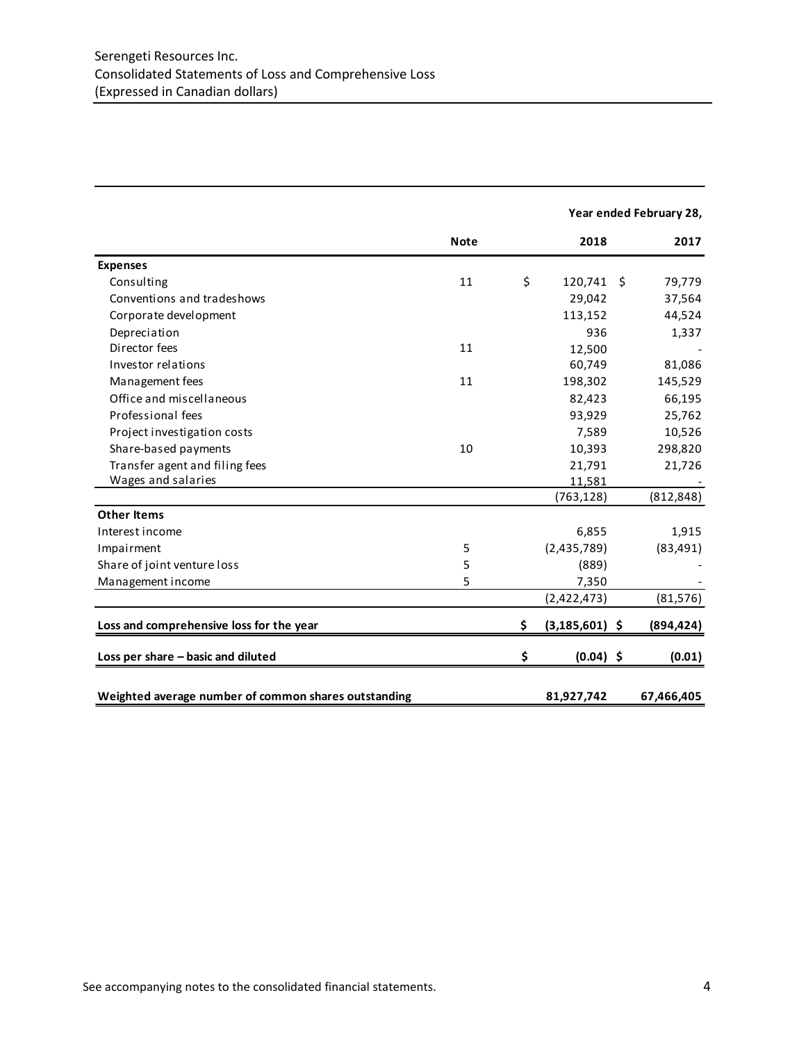Serengeti Resources Inc.
Consolidated Statements of Loss and Comprehensive Loss
(Expressed in Canadian dollars)

| | Note | Year ended February 28, 2018 | 2017 |
|---|---|---|---|
| **Expenses** | | | |
| Consulting | 11 | $ 120,741 | $ 79,779 |
| Conventions and tradeshows | | 29,042 | 37,564 |
| Corporate development | | 113,152 | 44,524 |
| Depreciation | | 936 | 1,337 |
| Director fees | 11 | 12,500 | - |
| Investor relations | | 60,749 | 81,086 |
| Management fees | 11 | 198,302 | 145,529 |
| Office and miscellaneous | | 82,423 | 66,195 |
| Professional fees | | 93,929 | 25,762 |
| Project investigation costs | | 7,589 | 10,526 |
| Share-based payments | 10 | 10,393 | 298,820 |
| Transfer agent and filing fees | | 21,791 | 21,726 |
| Wages and salaries | | 11,581 | - |
| | | (763,128) | (812,848) |
| **Other Items** | | | |
| Interest income | | 6,855 | 1,915 |
| Impairment | 5 | (2,435,789) | (83,491) |
| Share of joint venture loss | 5 | (889) | - |
| Management income | 5 | 7,350 | - |
| | | (2,422,473) | (81,576) |
| **Loss and comprehensive loss for the year** | | **$ (3,185,601)** | **$ (894,424)** |
| **Loss per share – basic and diluted** | | **$ (0.04)** | **$ (0.01)** |
| **Weighted average number of common shares outstanding** | | **81,927,742** | **67,466,405** |

See accompanying notes to the consolidated financial statements.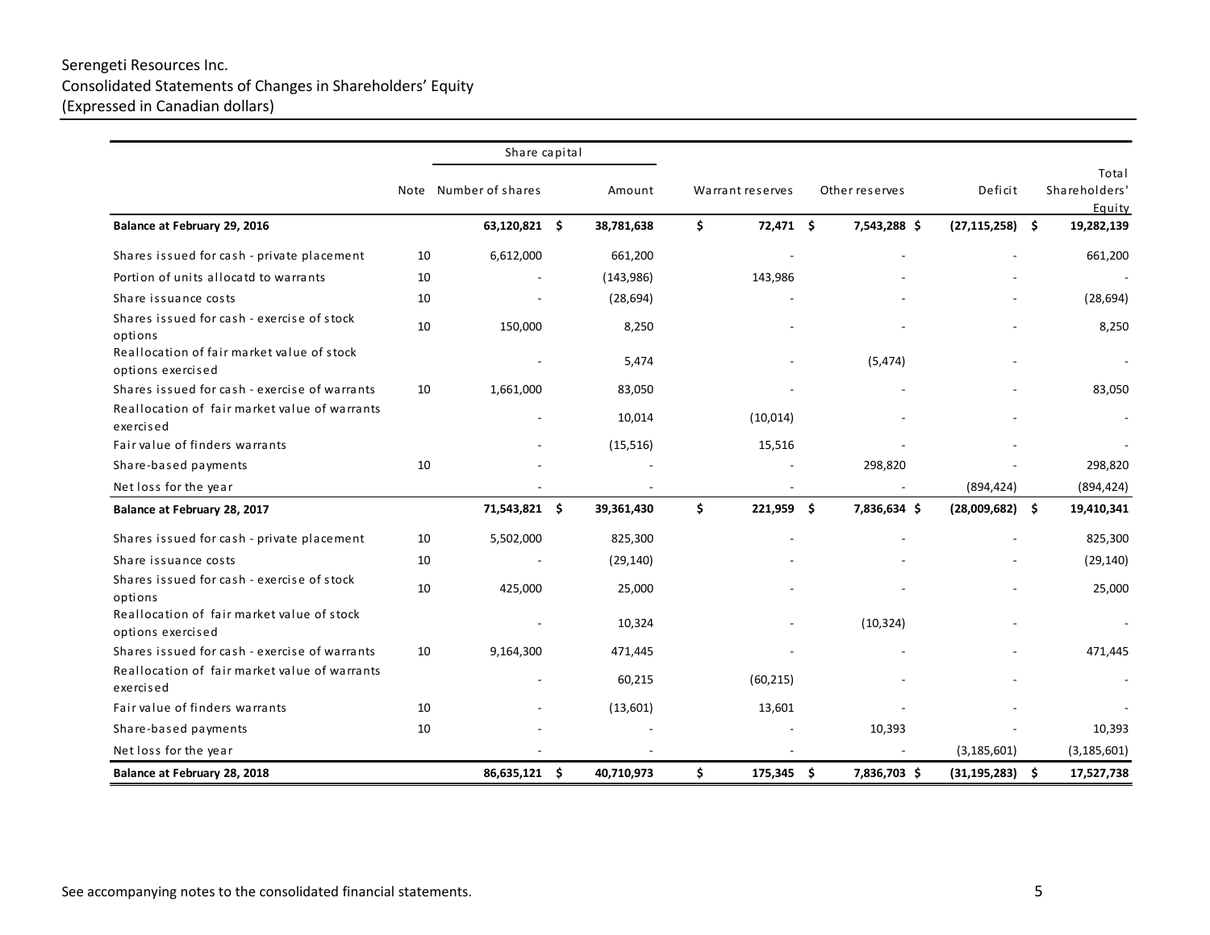Serengeti Resources Inc.
Consolidated Statements of Changes in Shareholders' Equity
(Expressed in Canadian dollars)

| | Note | Share capital | | Warrant reserves | Other reserves | Deficit | Total Shareholders' Equity |
|---|---|---|---|---|---|---|---|
| | | Number of shares | Amount | | | | |
| **Balance at February 29, 2016** | | **63,120,821** | **$ 38,781,638** | **$ 72,471** | **$ 7,543,288** | **$ (27,115,258)** | **$ 19,282,139** |
| Shares issued for cash - private placement | 10 | 6,612,000 | 661,200 | - | - | - | 661,200 |
| Portion of units allocatd to warrants | 10 | - | (143,986) | 143,986 | - | - | - |
| Share issuance costs | 10 | - | (28,694) | - | - | - | (28,694) |
| Shares issued for cash - exercise of stock options | 10 | 150,000 | 8,250 | - | - | - | 8,250 |
| Reallocation of fair market value of stock options exercised | | - | 5,474 | - | (5,474) | - | - |
| Shares issued for cash - exercise of warrants | 10 | 1,661,000 | 83,050 | - | - | - | 83,050 |
| Reallocation of fair market value of warrants exercised | | - | 10,014 | (10,014) | - | - | - |
| Fair value of finders warrants | | - | (15,516) | 15,516 | - | - | - |
| Share-based payments | 10 | - | - | - | 298,820 | - | 298,820 |
| Net loss for the year | | - | - | - | - | (894,424) | (894,424) |
| **Balance at February 28, 2017** | | **71,543,821** | **$ 39,361,430** | **$ 221,959** | **$ 7,836,634** | **$ (28,009,682)** | **$ 19,410,341** |
| Shares issued for cash - private placement | 10 | 5,502,000 | 825,300 | - | - | - | 825,300 |
| Share issuance costs | 10 | - | (29,140) | - | - | - | (29,140) |
| Shares issued for cash - exercise of stock options | 10 | 425,000 | 25,000 | - | - | - | 25,000 |
| Reallocation of fair market value of stock options exercised | | - | 10,324 | - | (10,324) | - | - |
| Shares issued for cash - exercise of warrants | 10 | 9,164,300 | 471,445 | - | - | - | 471,445 |
| Reallocation of fair market value of warrants exercised | | - | 60,215 | (60,215) | - | - | - |
| Fair value of finders warrants | 10 | - | (13,601) | 13,601 | - | - | - |
| Share-based payments | 10 | - | - | - | 10,393 | - | 10,393 |
| Net loss for the year | | - | - | - | - | (3,185,601) | (3,185,601) |
| **Balance at February 28, 2018** | | **86,635,121** | **$ 40,710,973** | **$ 175,345** | **$ 7,836,703** | **$ (31,195,283)** | **$ 17,527,738** |

See accompanying notes to the consolidated financial statements.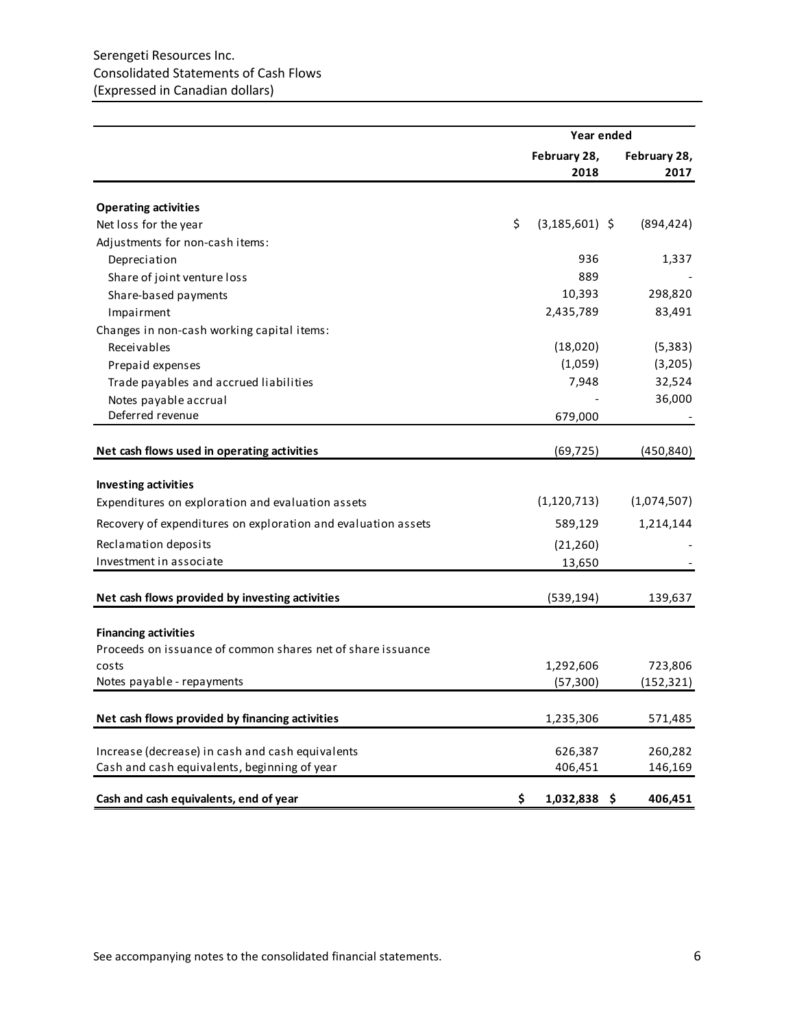Serengeti Resources Inc.
Consolidated Statements of Cash Flows
(Expressed in Canadian dollars)

| | Year ended | |
|---|---|---|
| | February 28, 2018 | February 28, 2017 |
| **Operating activities** | | |
| Net loss for the year | $ (3,185,601) | $ (894,424) |
| Adjustments for non-cash items: | | |
| Depreciation | 936 | 1,337 |
| Share of joint venture loss | 889 | - |
| Share-based payments | 10,393 | 298,820 |
| Impairment | 2,435,789 | 83,491 |
| Changes in non-cash working capital items: | | |
| Receivables | (18,020) | (5,383) |
| Prepaid expenses | (1,059) | (3,205) |
| Trade payables and accrued liabilities | 7,948 | 32,524 |
| Notes payable accrual | - | 36,000 |
| Deferred revenue | 679,000 | - |
| **Net cash flows used in operating activities** | (69,725) | (450,840) |
| **Investing activities** | | |
| Expenditures on exploration and evaluation assets | (1,120,713) | (1,074,507) |
| Recovery of expenditures on exploration and evaluation assets | 589,129 | 1,214,144 |
| Reclamation deposits | (21,260) | - |
| Investment in associate | 13,650 | - |
| **Net cash flows provided by investing activities** | (539,194) | 139,637 |
| **Financing activities** | | |
| Proceeds on issuance of common shares net of share issuance costs | 1,292,606 | 723,806 |
| Notes payable - repayments | (57,300) | (152,321) |
| **Net cash flows provided by financing activities** | 1,235,306 | 571,485 |
| Increase (decrease) in cash and cash equivalents | 626,387 | 260,282 |
| Cash and cash equivalents, beginning of year | 406,451 | 146,169 |
| **Cash and cash equivalents, end of year** | **$ 1,032,838** | **$ 406,451** |

See accompanying notes to the consolidated financial statements.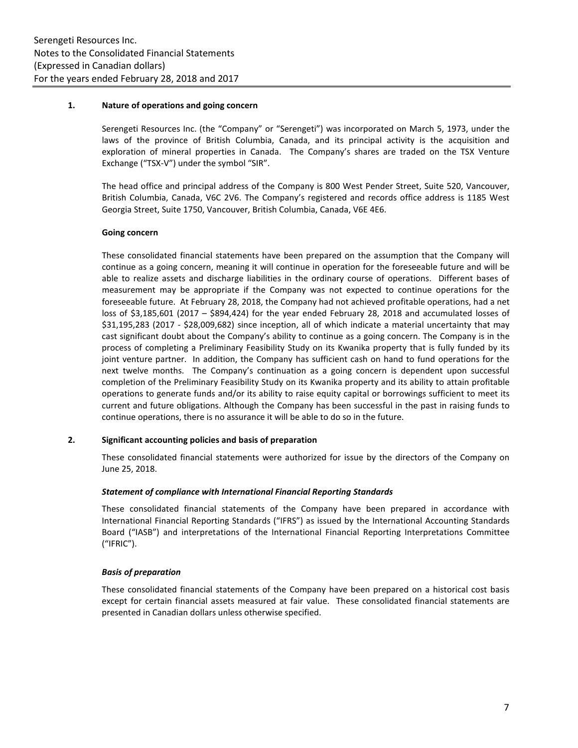## 1. Nature of operations and going concern

Serengeti Resources Inc. (the "Company" or "Serengeti") was incorporated on March 5, 1973, under the laws of the province of British Columbia, Canada, and its principal activity is the acquisition and exploration of mineral properties in Canada. The Company's shares are traded on the TSX Venture Exchange ("TSX-V") under the symbol "SIR".

The head office and principal address of the Company is 800 West Pender Street, Suite 520, Vancouver, British Columbia, Canada, V6C 2V6. The Company's registered and records office address is 1185 West Georgia Street, Suite 1750, Vancouver, British Columbia, Canada, V6E 4E6.

### Going concern

These consolidated financial statements have been prepared on the assumption that the Company will continue as a going concern, meaning it will continue in operation for the foreseeable future and will be able to realize assets and discharge liabilities in the ordinary course of operations. Different bases of measurement may be appropriate if the Company was not expected to continue operations for the foreseeable future. At February 28, 2018, the Company had not achieved profitable operations, had a net loss of $3,185,601 (2017 – $894,424) for the year ended February 28, 2018 and accumulated losses of $31,195,283 (2017 - $28,009,682) since inception, all of which indicate a material uncertainty that may cast significant doubt about the Company's ability to continue as a going concern. The Company is in the process of completing a Preliminary Feasibility Study on its Kwanika property that is fully funded by its joint venture partner. In addition, the Company has sufficient cash on hand to fund operations for the next twelve months. The Company's continuation as a going concern is dependent upon successful completion of the Preliminary Feasibility Study on its Kwanika property and its ability to attain profitable operations to generate funds and/or its ability to raise equity capital or borrowings sufficient to meet its current and future obligations. Although the Company has been successful in the past in raising funds to continue operations, there is no assurance it will be able to do so in the future.

## 2. Significant accounting policies and basis of preparation

These consolidated financial statements were authorized for issue by the directors of the Company on June 25, 2018.

### *Statement of compliance with International Financial Reporting Standards*

These consolidated financial statements of the Company have been prepared in accordance with International Financial Reporting Standards ("IFRS") as issued by the International Accounting Standards Board ("IASB") and interpretations of the International Financial Reporting Interpretations Committee ("IFRIC").

### *Basis of preparation*

These consolidated financial statements of the Company have been prepared on a historical cost basis except for certain financial assets measured at fair value. These consolidated financial statements are presented in Canadian dollars unless otherwise specified.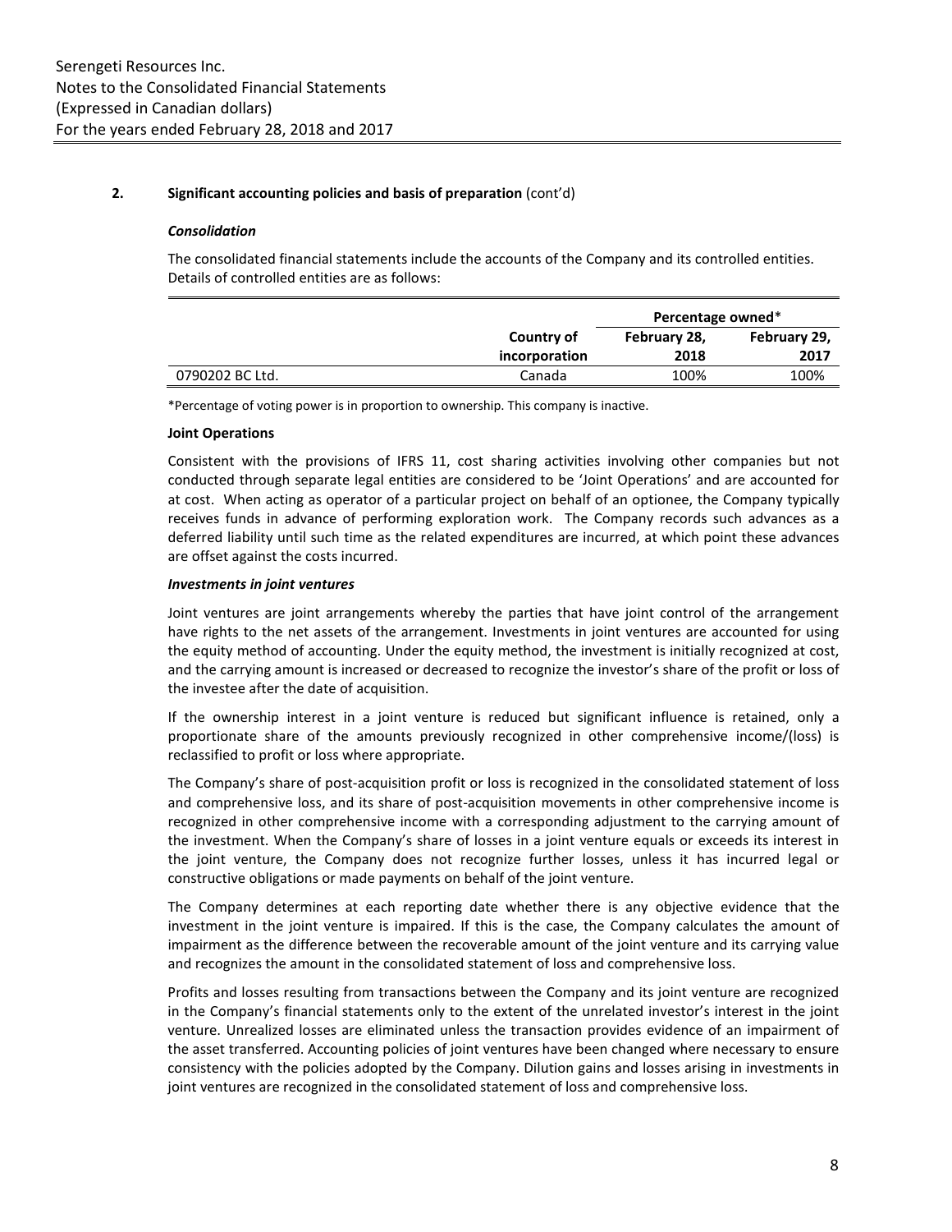## 2. Significant accounting policies and basis of preparation (cont'd)

### *Consolidation*

The consolidated financial statements include the accounts of the Company and its controlled entities. Details of controlled entities are as follows:

| | Country of incorporation | Percentage owned* February 28, 2018 | Percentage owned* February 29, 2017 |
|---|---|---|---|
| 0790202 BC Ltd. | Canada | 100% | 100% |

*Percentage of voting power is in proportion to ownership. This company is inactive.

**Joint Operations**

Consistent with the provisions of IFRS 11, cost sharing activities involving other companies but not conducted through separate legal entities are considered to be 'Joint Operations' and are accounted for at cost. When acting as operator of a particular project on behalf of an optionee, the Company typically receives funds in advance of performing exploration work. The Company records such advances as a deferred liability until such time as the related expenditures are incurred, at which point these advances are offset against the costs incurred.

***Investments in joint ventures***

Joint ventures are joint arrangements whereby the parties that have joint control of the arrangement have rights to the net assets of the arrangement. Investments in joint ventures are accounted for using the equity method of accounting. Under the equity method, the investment is initially recognized at cost, and the carrying amount is increased or decreased to recognize the investor's share of the profit or loss of the investee after the date of acquisition.

If the ownership interest in a joint venture is reduced but significant influence is retained, only a proportionate share of the amounts previously recognized in other comprehensive income/(loss) is reclassified to profit or loss where appropriate.

The Company's share of post-acquisition profit or loss is recognized in the consolidated statement of loss and comprehensive loss, and its share of post-acquisition movements in other comprehensive income is recognized in other comprehensive income with a corresponding adjustment to the carrying amount of the investment. When the Company's share of losses in a joint venture equals or exceeds its interest in the joint venture, the Company does not recognize further losses, unless it has incurred legal or constructive obligations or made payments on behalf of the joint venture.

The Company determines at each reporting date whether there is any objective evidence that the investment in the joint venture is impaired. If this is the case, the Company calculates the amount of impairment as the difference between the recoverable amount of the joint venture and its carrying value and recognizes the amount in the consolidated statement of loss and comprehensive loss.

Profits and losses resulting from transactions between the Company and its joint venture are recognized in the Company's financial statements only to the extent of the unrelated investor's interest in the joint venture. Unrealized losses are eliminated unless the transaction provides evidence of an impairment of the asset transferred. Accounting policies of joint ventures have been changed where necessary to ensure consistency with the policies adopted by the Company. Dilution gains and losses arising in investments in joint ventures are recognized in the consolidated statement of loss and comprehensive loss.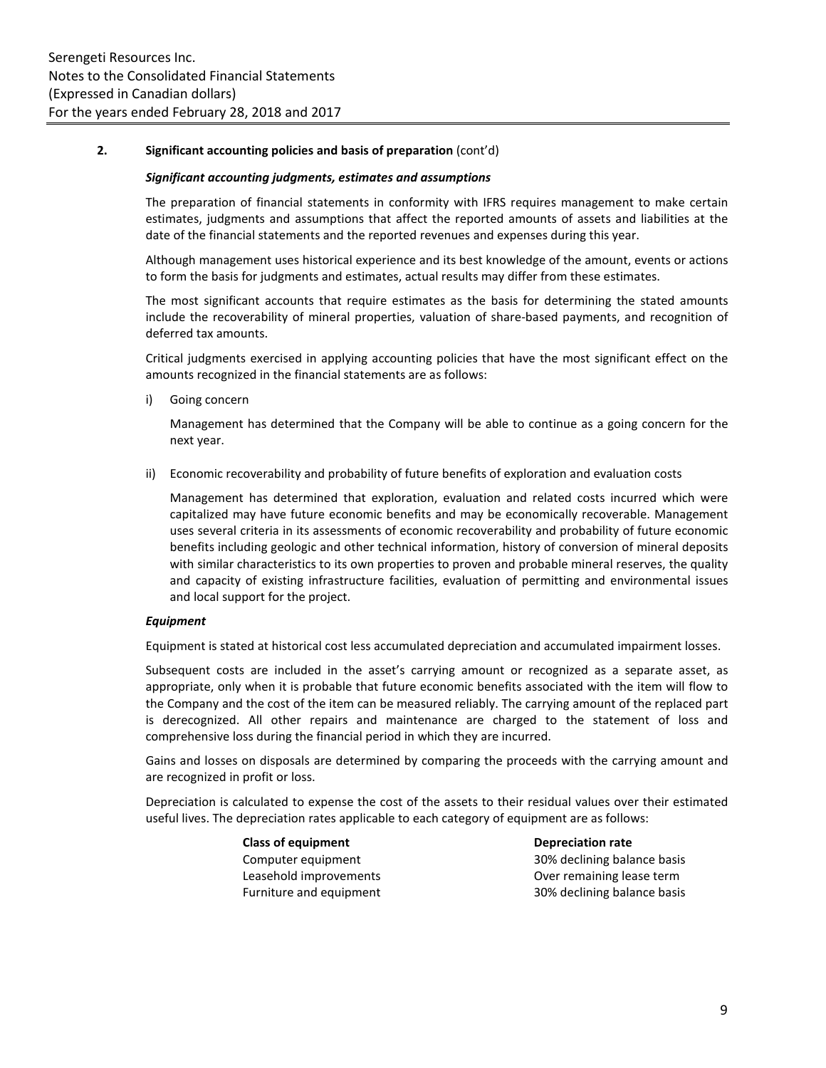**2. Significant accounting policies and basis of preparation** (cont'd)

***Significant accounting judgments, estimates and assumptions***

The preparation of financial statements in conformity with IFRS requires management to make certain estimates, judgments and assumptions that affect the reported amounts of assets and liabilities at the date of the financial statements and the reported revenues and expenses during this year.

Although management uses historical experience and its best knowledge of the amount, events or actions to form the basis for judgments and estimates, actual results may differ from these estimates.

The most significant accounts that require estimates as the basis for determining the stated amounts include the recoverability of mineral properties, valuation of share-based payments, and recognition of deferred tax amounts.

Critical judgments exercised in applying accounting policies that have the most significant effect on the amounts recognized in the financial statements are as follows:

i) Going concern

   Management has determined that the Company will be able to continue as a going concern for the next year.

ii) Economic recoverability and probability of future benefits of exploration and evaluation costs

   Management has determined that exploration, evaluation and related costs incurred which were capitalized may have future economic benefits and may be economically recoverable. Management uses several criteria in its assessments of economic recoverability and probability of future economic benefits including geologic and other technical information, history of conversion of mineral deposits with similar characteristics to its own properties to proven and probable mineral reserves, the quality and capacity of existing infrastructure facilities, evaluation of permitting and environmental issues and local support for the project.

***Equipment***

Equipment is stated at historical cost less accumulated depreciation and accumulated impairment losses.

Subsequent costs are included in the asset's carrying amount or recognized as a separate asset, as appropriate, only when it is probable that future economic benefits associated with the item will flow to the Company and the cost of the item can be measured reliably. The carrying amount of the replaced part is derecognized. All other repairs and maintenance are charged to the statement of loss and comprehensive loss during the financial period in which they are incurred.

Gains and losses on disposals are determined by comparing the proceeds with the carrying amount and are recognized in profit or loss.

Depreciation is calculated to expense the cost of the assets to their residual values over their estimated useful lives. The depreciation rates applicable to each category of equipment are as follows:

| **Class of equipment** | **Depreciation rate** |
|---|---|
| Computer equipment | 30% declining balance basis |
| Leasehold improvements | Over remaining lease term |
| Furniture and equipment | 30% declining balance basis |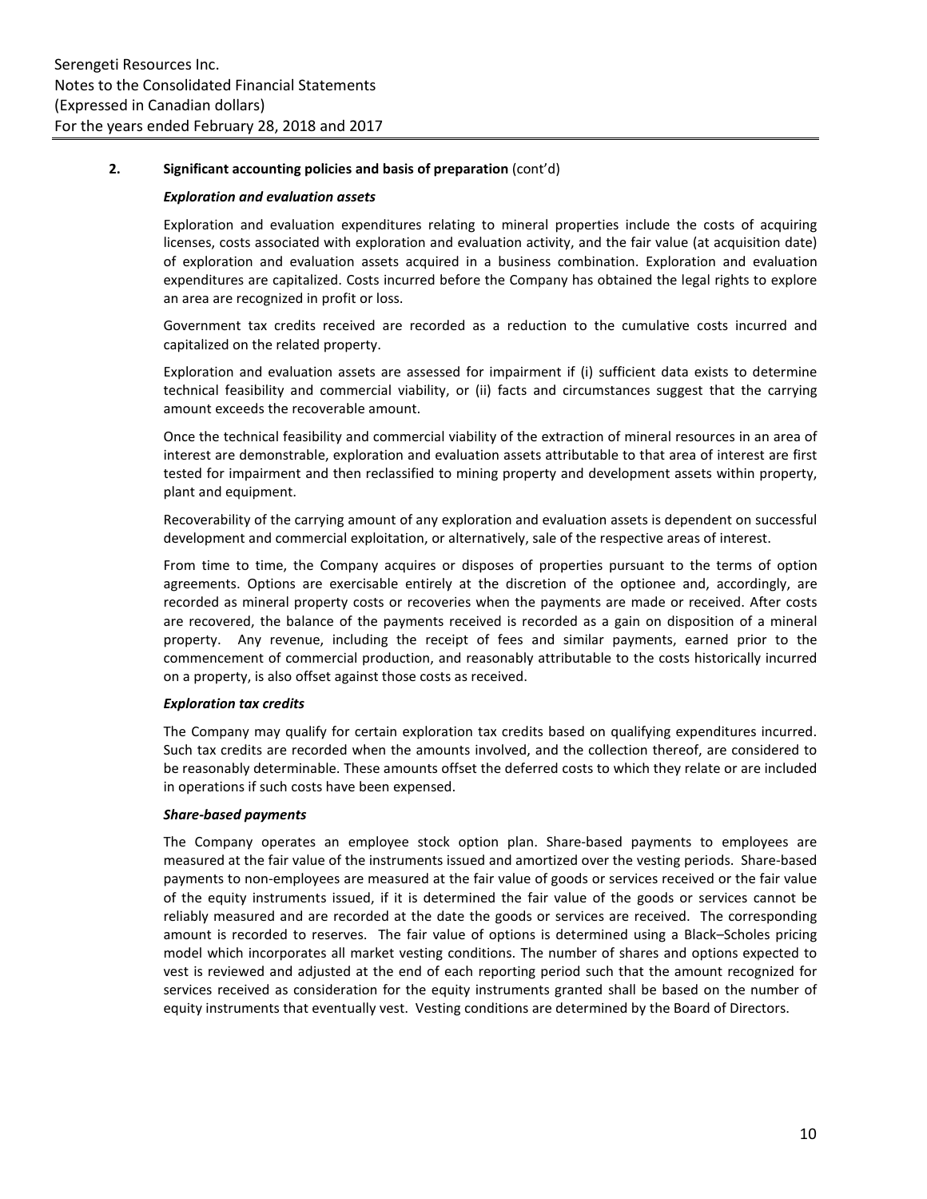## 2. Significant accounting policies and basis of preparation (cont'd)

### *Exploration and evaluation assets*

Exploration and evaluation expenditures relating to mineral properties include the costs of acquiring licenses, costs associated with exploration and evaluation activity, and the fair value (at acquisition date) of exploration and evaluation assets acquired in a business combination. Exploration and evaluation expenditures are capitalized. Costs incurred before the Company has obtained the legal rights to explore an area are recognized in profit or loss.

Government tax credits received are recorded as a reduction to the cumulative costs incurred and capitalized on the related property.

Exploration and evaluation assets are assessed for impairment if (i) sufficient data exists to determine technical feasibility and commercial viability, or (ii) facts and circumstances suggest that the carrying amount exceeds the recoverable amount.

Once the technical feasibility and commercial viability of the extraction of mineral resources in an area of interest are demonstrable, exploration and evaluation assets attributable to that area of interest are first tested for impairment and then reclassified to mining property and development assets within property, plant and equipment.

Recoverability of the carrying amount of any exploration and evaluation assets is dependent on successful development and commercial exploitation, or alternatively, sale of the respective areas of interest.

From time to time, the Company acquires or disposes of properties pursuant to the terms of option agreements. Options are exercisable entirely at the discretion of the optionee and, accordingly, are recorded as mineral property costs or recoveries when the payments are made or received. After costs are recovered, the balance of the payments received is recorded as a gain on disposition of a mineral property. Any revenue, including the receipt of fees and similar payments, earned prior to the commencement of commercial production, and reasonably attributable to the costs historically incurred on a property, is also offset against those costs as received.

### *Exploration tax credits*

The Company may qualify for certain exploration tax credits based on qualifying expenditures incurred. Such tax credits are recorded when the amounts involved, and the collection thereof, are considered to be reasonably determinable. These amounts offset the deferred costs to which they relate or are included in operations if such costs have been expensed.

### *Share-based payments*

The Company operates an employee stock option plan. Share-based payments to employees are measured at the fair value of the instruments issued and amortized over the vesting periods. Share-based payments to non-employees are measured at the fair value of goods or services received or the fair value of the equity instruments issued, if it is determined the fair value of the goods or services cannot be reliably measured and are recorded at the date the goods or services are received. The corresponding amount is recorded to reserves. The fair value of options is determined using a Black–Scholes pricing model which incorporates all market vesting conditions. The number of shares and options expected to vest is reviewed and adjusted at the end of each reporting period such that the amount recognized for services received as consideration for the equity instruments granted shall be based on the number of equity instruments that eventually vest. Vesting conditions are determined by the Board of Directors.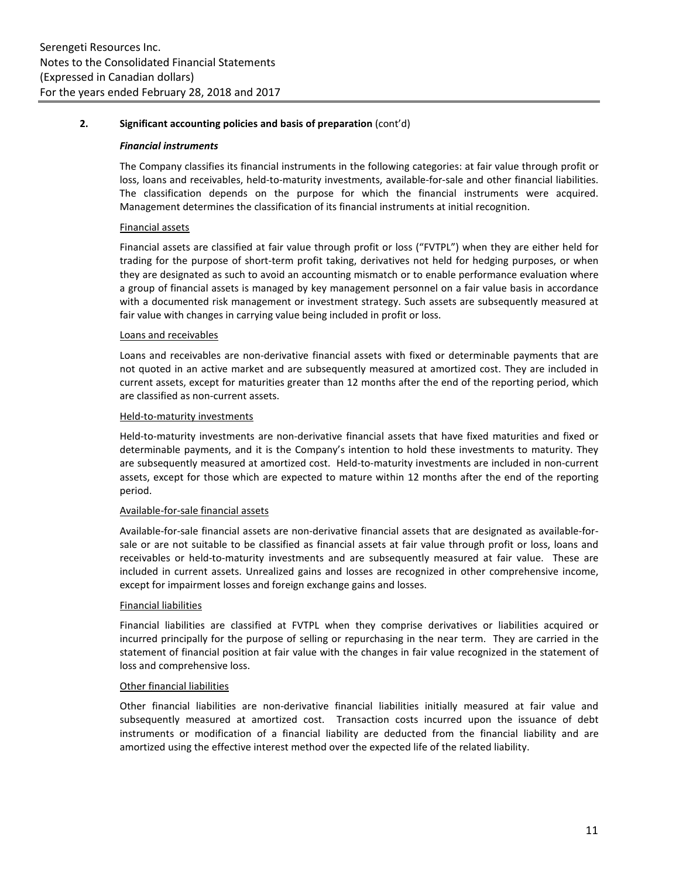## 2. Significant accounting policies and basis of preparation (cont'd)

### *Financial instruments*

The Company classifies its financial instruments in the following categories: at fair value through profit or loss, loans and receivables, held-to-maturity investments, available-for-sale and other financial liabilities. The classification depends on the purpose for which the financial instruments were acquired. Management determines the classification of its financial instruments at initial recognition.

Financial assets

Financial assets are classified at fair value through profit or loss ("FVTPL") when they are either held for trading for the purpose of short-term profit taking, derivatives not held for hedging purposes, or when they are designated as such to avoid an accounting mismatch or to enable performance evaluation where a group of financial assets is managed by key management personnel on a fair value basis in accordance with a documented risk management or investment strategy. Such assets are subsequently measured at fair value with changes in carrying value being included in profit or loss.

Loans and receivables

Loans and receivables are non-derivative financial assets with fixed or determinable payments that are not quoted in an active market and are subsequently measured at amortized cost. They are included in current assets, except for maturities greater than 12 months after the end of the reporting period, which are classified as non-current assets.

Held-to-maturity investments

Held-to-maturity investments are non-derivative financial assets that have fixed maturities and fixed or determinable payments, and it is the Company's intention to hold these investments to maturity. They are subsequently measured at amortized cost. Held-to-maturity investments are included in non-current assets, except for those which are expected to mature within 12 months after the end of the reporting period.

Available-for-sale financial assets

Available-for-sale financial assets are non-derivative financial assets that are designated as available-for-sale or are not suitable to be classified as financial assets at fair value through profit or loss, loans and receivables or held-to-maturity investments and are subsequently measured at fair value. These are included in current assets. Unrealized gains and losses are recognized in other comprehensive income, except for impairment losses and foreign exchange gains and losses.

Financial liabilities

Financial liabilities are classified at FVTPL when they comprise derivatives or liabilities acquired or incurred principally for the purpose of selling or repurchasing in the near term. They are carried in the statement of financial position at fair value with the changes in fair value recognized in the statement of loss and comprehensive loss.

Other financial liabilities

Other financial liabilities are non-derivative financial liabilities initially measured at fair value and subsequently measured at amortized cost. Transaction costs incurred upon the issuance of debt instruments or modification of a financial liability are deducted from the financial liability and are amortized using the effective interest method over the expected life of the related liability.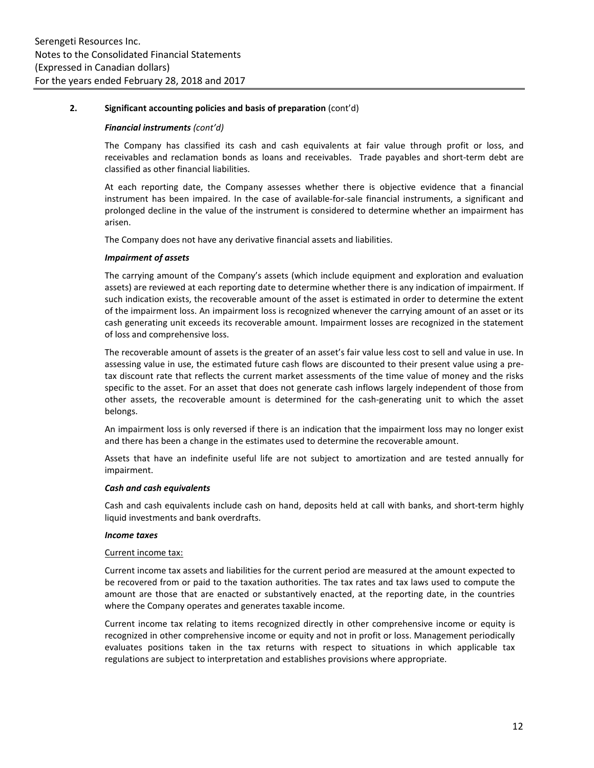## 2. Significant accounting policies and basis of preparation (cont'd)

### *Financial instruments (cont'd)*

The Company has classified its cash and cash equivalents at fair value through profit or loss, and receivables and reclamation bonds as loans and receivables. Trade payables and short-term debt are classified as other financial liabilities.

At each reporting date, the Company assesses whether there is objective evidence that a financial instrument has been impaired. In the case of available-for-sale financial instruments, a significant and prolonged decline in the value of the instrument is considered to determine whether an impairment has arisen.

The Company does not have any derivative financial assets and liabilities.

### *Impairment of assets*

The carrying amount of the Company's assets (which include equipment and exploration and evaluation assets) are reviewed at each reporting date to determine whether there is any indication of impairment. If such indication exists, the recoverable amount of the asset is estimated in order to determine the extent of the impairment loss. An impairment loss is recognized whenever the carrying amount of an asset or its cash generating unit exceeds its recoverable amount. Impairment losses are recognized in the statement of loss and comprehensive loss.

The recoverable amount of assets is the greater of an asset's fair value less cost to sell and value in use. In assessing value in use, the estimated future cash flows are discounted to their present value using a pre-tax discount rate that reflects the current market assessments of the time value of money and the risks specific to the asset. For an asset that does not generate cash inflows largely independent of those from other assets, the recoverable amount is determined for the cash-generating unit to which the asset belongs.

An impairment loss is only reversed if there is an indication that the impairment loss may no longer exist and there has been a change in the estimates used to determine the recoverable amount.

Assets that have an indefinite useful life are not subject to amortization and are tested annually for impairment.

### *Cash and cash equivalents*

Cash and cash equivalents include cash on hand, deposits held at call with banks, and short-term highly liquid investments and bank overdrafts.

### *Income taxes*

Current income tax:

Current income tax assets and liabilities for the current period are measured at the amount expected to be recovered from or paid to the taxation authorities. The tax rates and tax laws used to compute the amount are those that are enacted or substantively enacted, at the reporting date, in the countries where the Company operates and generates taxable income.

Current income tax relating to items recognized directly in other comprehensive income or equity is recognized in other comprehensive income or equity and not in profit or loss. Management periodically evaluates positions taken in the tax returns with respect to situations in which applicable tax regulations are subject to interpretation and establishes provisions where appropriate.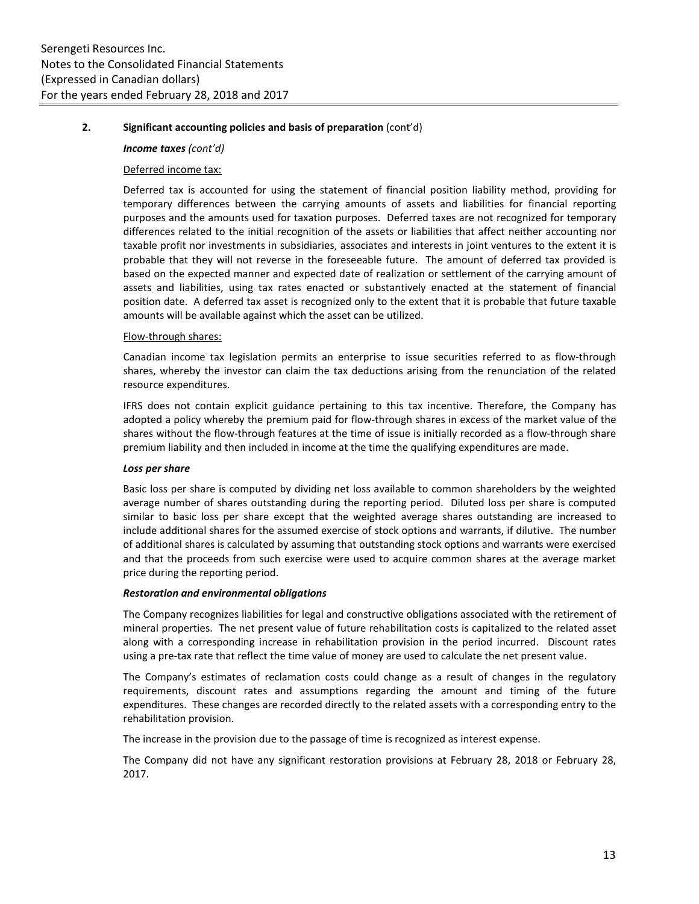## 2. Significant accounting policies and basis of preparation (cont'd)

***Income taxes** (cont'd)*

Deferred income tax:

Deferred tax is accounted for using the statement of financial position liability method, providing for temporary differences between the carrying amounts of assets and liabilities for financial reporting purposes and the amounts used for taxation purposes. Deferred taxes are not recognized for temporary differences related to the initial recognition of the assets or liabilities that affect neither accounting nor taxable profit nor investments in subsidiaries, associates and interests in joint ventures to the extent it is probable that they will not reverse in the foreseeable future. The amount of deferred tax provided is based on the expected manner and expected date of realization or settlement of the carrying amount of assets and liabilities, using tax rates enacted or substantively enacted at the statement of financial position date. A deferred tax asset is recognized only to the extent that it is probable that future taxable amounts will be available against which the asset can be utilized.

Flow-through shares:

Canadian income tax legislation permits an enterprise to issue securities referred to as flow-through shares, whereby the investor can claim the tax deductions arising from the renunciation of the related resource expenditures.

IFRS does not contain explicit guidance pertaining to this tax incentive. Therefore, the Company has adopted a policy whereby the premium paid for flow-through shares in excess of the market value of the shares without the flow-through features at the time of issue is initially recorded as a flow-through share premium liability and then included in income at the time the qualifying expenditures are made.

***Loss per share***

Basic loss per share is computed by dividing net loss available to common shareholders by the weighted average number of shares outstanding during the reporting period. Diluted loss per share is computed similar to basic loss per share except that the weighted average shares outstanding are increased to include additional shares for the assumed exercise of stock options and warrants, if dilutive. The number of additional shares is calculated by assuming that outstanding stock options and warrants were exercised and that the proceeds from such exercise were used to acquire common shares at the average market price during the reporting period.

***Restoration and environmental obligations***

The Company recognizes liabilities for legal and constructive obligations associated with the retirement of mineral properties. The net present value of future rehabilitation costs is capitalized to the related asset along with a corresponding increase in rehabilitation provision in the period incurred. Discount rates using a pre-tax rate that reflect the time value of money are used to calculate the net present value.

The Company's estimates of reclamation costs could change as a result of changes in the regulatory requirements, discount rates and assumptions regarding the amount and timing of the future expenditures. These changes are recorded directly to the related assets with a corresponding entry to the rehabilitation provision.

The increase in the provision due to the passage of time is recognized as interest expense.

The Company did not have any significant restoration provisions at February 28, 2018 or February 28, 2017.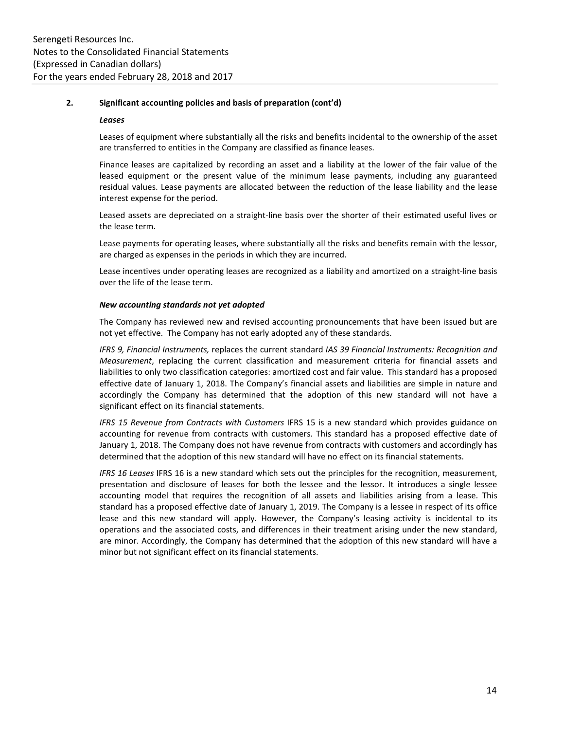## 2. Significant accounting policies and basis of preparation (cont'd)

### *Leases*

Leases of equipment where substantially all the risks and benefits incidental to the ownership of the asset are transferred to entities in the Company are classified as finance leases.

Finance leases are capitalized by recording an asset and a liability at the lower of the fair value of the leased equipment or the present value of the minimum lease payments, including any guaranteed residual values. Lease payments are allocated between the reduction of the lease liability and the lease interest expense for the period.

Leased assets are depreciated on a straight-line basis over the shorter of their estimated useful lives or the lease term.

Lease payments for operating leases, where substantially all the risks and benefits remain with the lessor, are charged as expenses in the periods in which they are incurred.

Lease incentives under operating leases are recognized as a liability and amortized on a straight-line basis over the life of the lease term.

### *New accounting standards not yet adopted*

The Company has reviewed new and revised accounting pronouncements that have been issued but are not yet effective. The Company has not early adopted any of these standards.

*IFRS 9, Financial Instruments,* replaces the current standard *IAS 39 Financial Instruments: Recognition and Measurement*, replacing the current classification and measurement criteria for financial assets and liabilities to only two classification categories: amortized cost and fair value. This standard has a proposed effective date of January 1, 2018. The Company's financial assets and liabilities are simple in nature and accordingly the Company has determined that the adoption of this new standard will not have a significant effect on its financial statements.

*IFRS 15 Revenue from Contracts with Customers* IFRS 15 is a new standard which provides guidance on accounting for revenue from contracts with customers. This standard has a proposed effective date of January 1, 2018. The Company does not have revenue from contracts with customers and accordingly has determined that the adoption of this new standard will have no effect on its financial statements.

*IFRS 16 Leases* IFRS 16 is a new standard which sets out the principles for the recognition, measurement, presentation and disclosure of leases for both the lessee and the lessor. It introduces a single lessee accounting model that requires the recognition of all assets and liabilities arising from a lease. This standard has a proposed effective date of January 1, 2019. The Company is a lessee in respect of its office lease and this new standard will apply. However, the Company's leasing activity is incidental to its operations and the associated costs, and differences in their treatment arising under the new standard, are minor. Accordingly, the Company has determined that the adoption of this new standard will have a minor but not significant effect on its financial statements.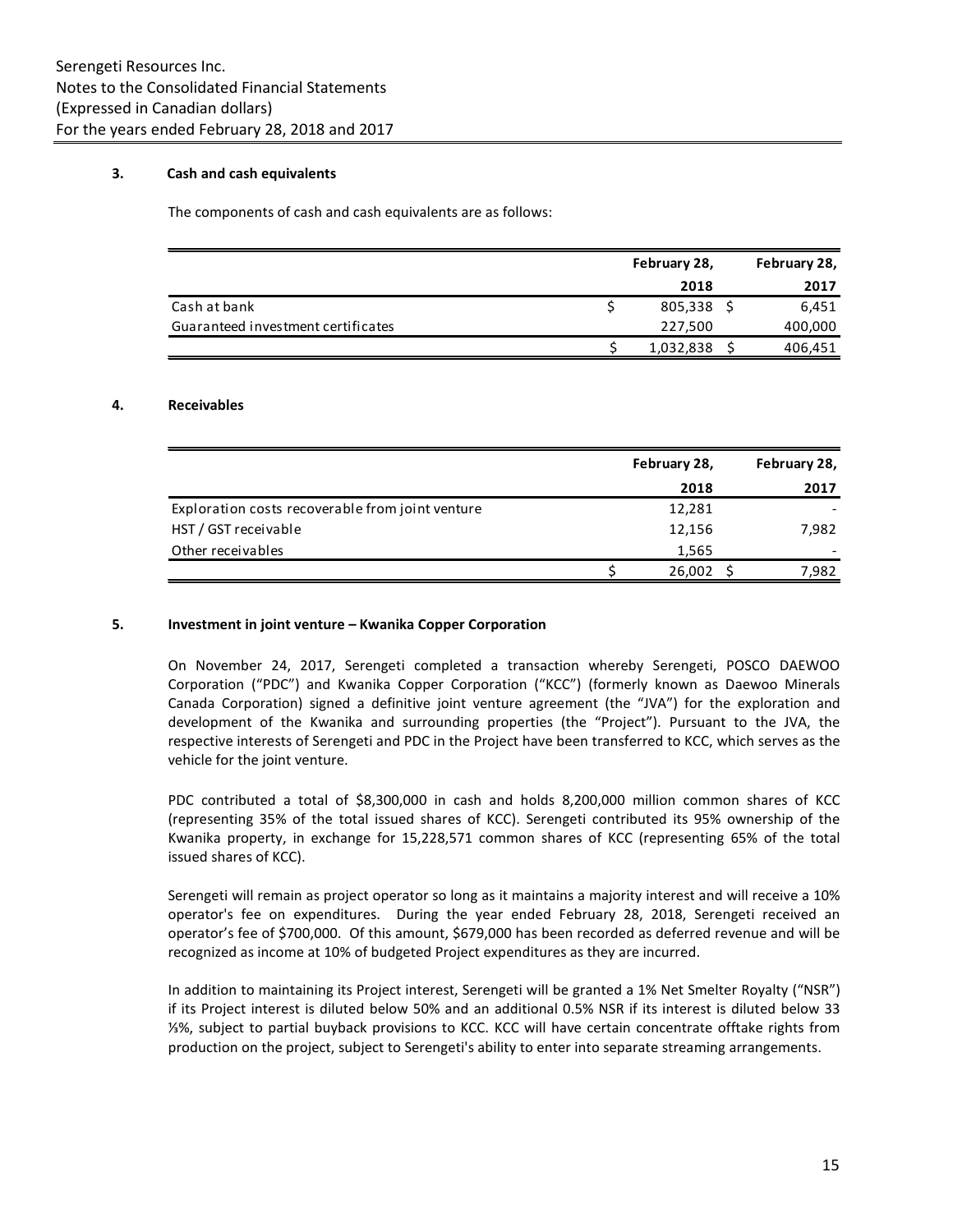Serengeti Resources Inc.
Notes to the Consolidated Financial Statements
(Expressed in Canadian dollars)
For the years ended February 28, 2018 and 2017

### 3. Cash and cash equivalents

The components of cash and cash equivalents are as follows:

| | February 28, 2018 | February 28, 2017 |
|---|---|---|
| Cash at bank | $ 805,338 | $ 6,451 |
| Guaranteed investment certificates | 227,500 | 400,000 |
| | $ 1,032,838 | $ 406,451 |

### 4. Receivables

| | February 28, 2018 | February 28, 2017 |
|---|---|---|
| Exploration costs recoverable from joint venture | 12,281 | - |
| HST / GST receivable | 12,156 | 7,982 |
| Other receivables | 1,565 | - |
| | $ 26,002 | $ 7,982 |

### 5. Investment in joint venture – Kwanika Copper Corporation

On November 24, 2017, Serengeti completed a transaction whereby Serengeti, POSCO DAEWOO Corporation ("PDC") and Kwanika Copper Corporation ("KCC") (formerly known as Daewoo Minerals Canada Corporation) signed a definitive joint venture agreement (the "JVA") for the exploration and development of the Kwanika and surrounding properties (the "Project"). Pursuant to the JVA, the respective interests of Serengeti and PDC in the Project have been transferred to KCC, which serves as the vehicle for the joint venture.

PDC contributed a total of $8,300,000 in cash and holds 8,200,000 million common shares of KCC (representing 35% of the total issued shares of KCC). Serengeti contributed its 95% ownership of the Kwanika property, in exchange for 15,228,571 common shares of KCC (representing 65% of the total issued shares of KCC).

Serengeti will remain as project operator so long as it maintains a majority interest and will receive a 10% operator's fee on expenditures. During the year ended February 28, 2018, Serengeti received an operator's fee of $700,000. Of this amount, $679,000 has been recorded as deferred revenue and will be recognized as income at 10% of budgeted Project expenditures as they are incurred.

In addition to maintaining its Project interest, Serengeti will be granted a 1% Net Smelter Royalty ("NSR") if its Project interest is diluted below 50% and an additional 0.5% NSR if its interest is diluted below 33 ⅓%, subject to partial buyback provisions to KCC. KCC will have certain concentrate offtake rights from production on the project, subject to Serengeti's ability to enter into separate streaming arrangements.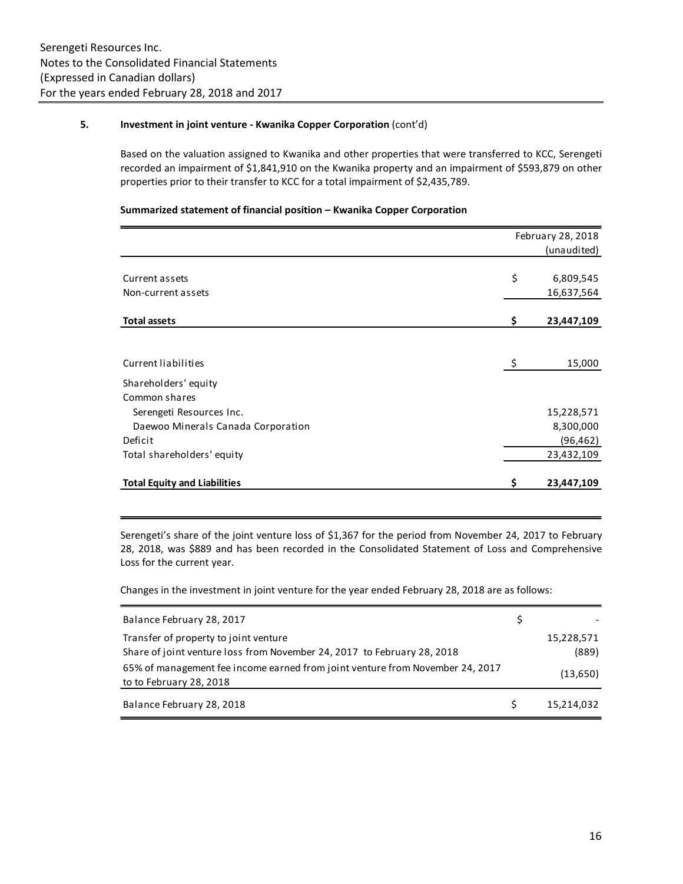### 5. Investment in joint venture - Kwanika Copper Corporation (cont'd)

Based on the valuation assigned to Kwanika and other properties that were transferred to KCC, Serengeti recorded an impairment of $1,841,910 on the Kwanika property and an impairment of $593,879 on other properties prior to their transfer to KCC for a total impairment of $2,435,789.

**Summarized statement of financial position – Kwanika Copper Corporation**

| | | February 28, 2018 (unaudited) |
|---|---|---|
| Current assets | $ | 6,809,545 |
| Non-current assets | | 16,637,564 |
| **Total assets** | **$** | **23,447,109** |
| | | |
| Current liabilities | $ | 15,000 |
| Shareholders' equity | | |
| Common shares | | |
| Serengeti Resources Inc. | | 15,228,571 |
| Daewoo Minerals Canada Corporation | | 8,300,000 |
| Deficit | | (96,462) |
| Total shareholders' equity | | 23,432,109 |
| **Total Equity and Liabilities** | **$** | **23,447,109** |

Serengeti's share of the joint venture loss of $1,367 for the period from November 24, 2017 to February 28, 2018, was $889 and has been recorded in the Consolidated Statement of Loss and Comprehensive Loss for the current year.

Changes in the investment in joint venture for the year ended February 28, 2018 are as follows:

| | | |
|---|---|---|
| Balance February 28, 2017 | $ | - |
| Transfer of property to joint venture | | 15,228,571 |
| Share of joint venture loss from November 24, 2017 to February 28, 2018 | | (889) |
| 65% of management fee income earned from joint venture from November 24, 2017 to February 28, 2018 | | (13,650) |
| Balance February 28, 2018 | $ | 15,214,032 |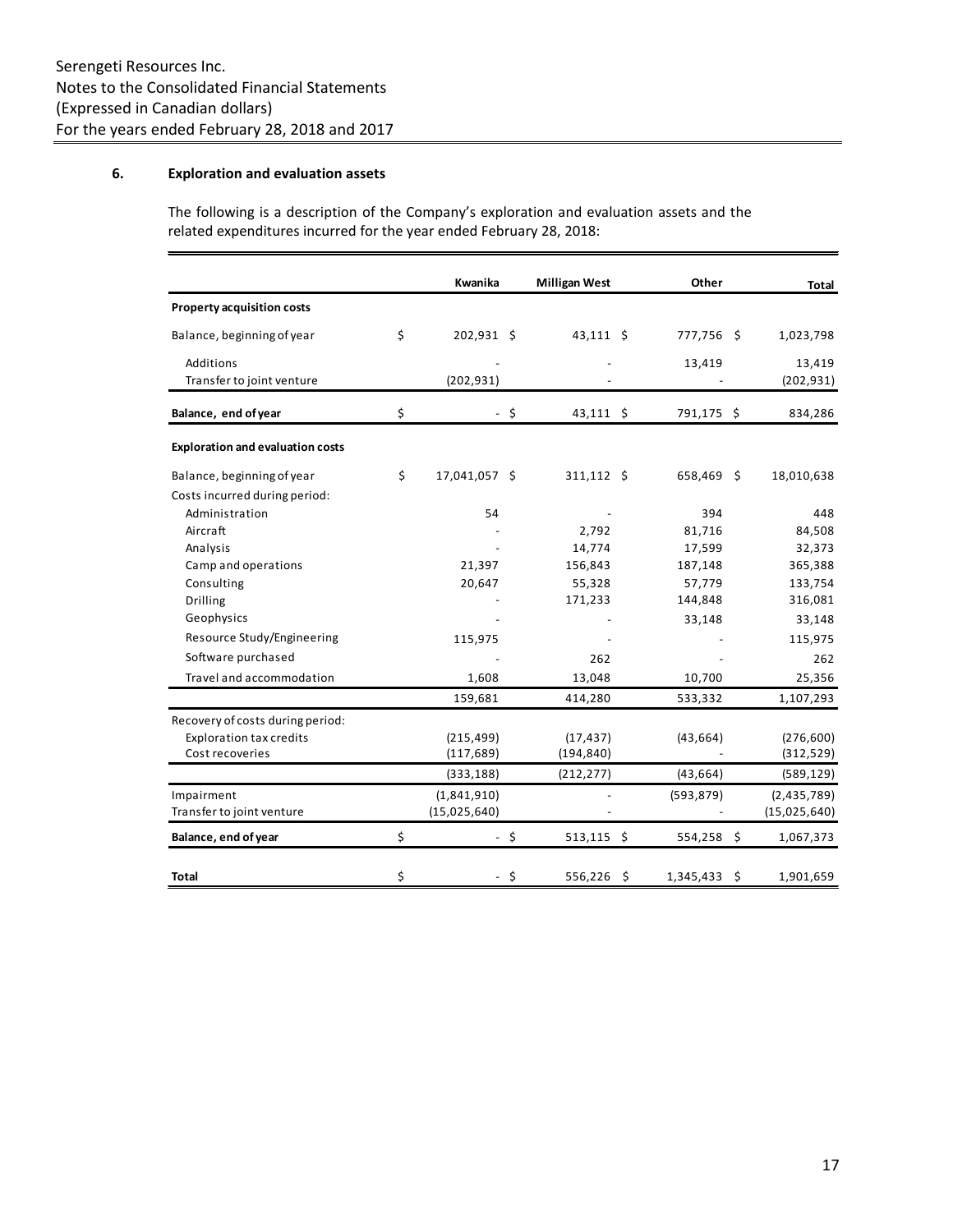Serengeti Resources Inc.
Notes to the Consolidated Financial Statements
(Expressed in Canadian dollars)
For the years ended February 28, 2018 and 2017

## 6. Exploration and evaluation assets

The following is a description of the Company's exploration and evaluation assets and the related expenditures incurred for the year ended February 28, 2018:

| | Kwanika | Milligan West | Other | Total |
|---|---|---|---|---|
| **Property acquisition costs** | | | | |
| Balance, beginning of year | $ 202,931 | $ 43,111 | $ 777,756 | $ 1,023,798 |
| Additions | - | - | 13,419 | 13,419 |
| Transfer to joint venture | (202,931) | - | - | (202,931) |
| **Balance, end of year** | $ - | $ 43,111 | $ 791,175 | $ 834,286 |
| **Exploration and evaluation costs** | | | | |
| Balance, beginning of year | $ 17,041,057 | $ 311,112 | $ 658,469 | $ 18,010,638 |
| Costs incurred during period: | | | | |
| Administration | 54 | - | 394 | 448 |
| Aircraft | - | 2,792 | 81,716 | 84,508 |
| Analysis | - | 14,774 | 17,599 | 32,373 |
| Camp and operations | 21,397 | 156,843 | 187,148 | 365,388 |
| Consulting | 20,647 | 55,328 | 57,779 | 133,754 |
| Drilling | - | 171,233 | 144,848 | 316,081 |
| Geophysics | - | - | 33,148 | 33,148 |
| Resource Study/Engineering | 115,975 | - | - | 115,975 |
| Software purchased | - | 262 | - | 262 |
| Travel and accommodation | 1,608 | 13,048 | 10,700 | 25,356 |
| | 159,681 | 414,280 | 533,332 | 1,107,293 |
| Recovery of costs during period: | | | | |
| Exploration tax credits | (215,499) | (17,437) | (43,664) | (276,600) |
| Cost recoveries | (117,689) | (194,840) | - | (312,529) |
| | (333,188) | (212,277) | (43,664) | (589,129) |
| Impairment | (1,841,910) | - | (593,879) | (2,435,789) |
| Transfer to joint venture | (15,025,640) | - | - | (15,025,640) |
| **Balance, end of year** | $ - | $ 513,115 | $ 554,258 | $ 1,067,373 |
| **Total** | $ - | $ 556,226 | $ 1,345,433 | $ 1,901,659 |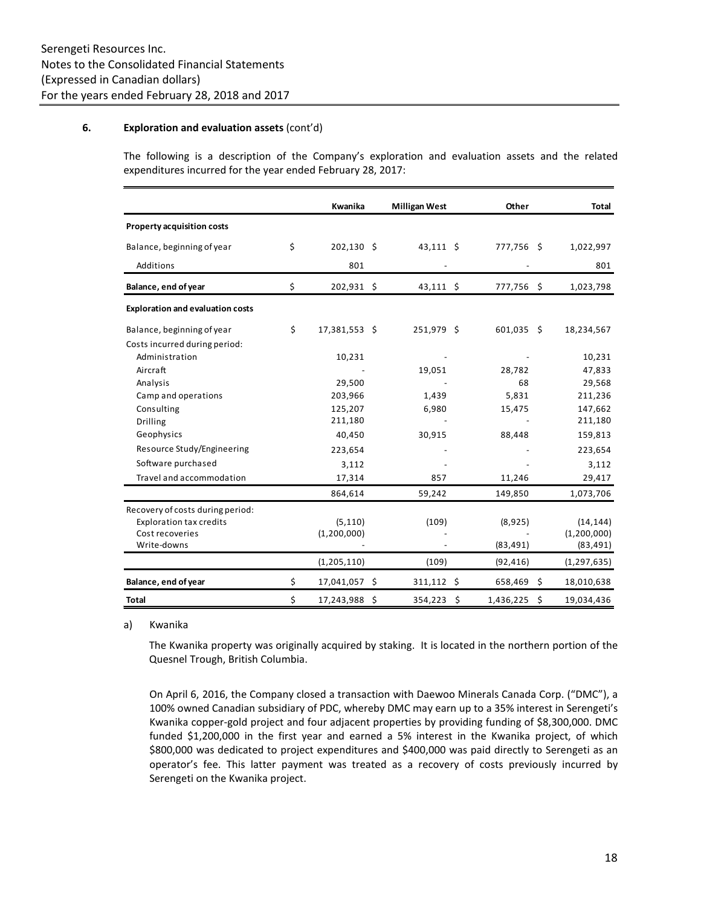### 6. Exploration and evaluation assets (cont'd)

The following is a description of the Company's exploration and evaluation assets and the related expenditures incurred for the year ended February 28, 2017:

| | Kwanika | Milligan West | Other | Total |
|---|---|---|---|---|
| **Property acquisition costs** | | | | |
| Balance, beginning of year | $ 202,130 | $ 43,111 | $ 777,756 | $ 1,022,997 |
| Additions | 801 | - | - | 801 |
| **Balance, end of year** | $ 202,931 | $ 43,111 | $ 777,756 | $ 1,023,798 |
| **Exploration and evaluation costs** | | | | |
| Balance, beginning of year | $ 17,381,553 | $ 251,979 | $ 601,035 | $ 18,234,567 |
| Costs incurred during period: | | | | |
| Administration | 10,231 | - | - | 10,231 |
| Aircraft | - | 19,051 | 28,782 | 47,833 |
| Analysis | 29,500 | - | 68 | 29,568 |
| Camp and operations | 203,966 | 1,439 | 5,831 | 211,236 |
| Consulting | 125,207 | 6,980 | 15,475 | 147,662 |
| Drilling | 211,180 | - | - | 211,180 |
| Geophysics | 40,450 | 30,915 | 88,448 | 159,813 |
| Resource Study/Engineering | 223,654 | - | - | 223,654 |
| Software purchased | 3,112 | - | - | 3,112 |
| Travel and accommodation | 17,314 | 857 | 11,246 | 29,417 |
| | 864,614 | 59,242 | 149,850 | 1,073,706 |
| Recovery of costs during period: | | | | |
| Exploration tax credits | (5,110) | (109) | (8,925) | (14,144) |
| Cost recoveries | (1,200,000) | - | - | (1,200,000) |
| Write-downs | - | - | (83,491) | (83,491) |
| | (1,205,110) | (109) | (92,416) | (1,297,635) |
| **Balance, end of year** | $ 17,041,057 | $ 311,112 | $ 658,469 | $ 18,010,638 |
| **Total** | $ 17,243,988 | $ 354,223 | $ 1,436,225 | $ 19,034,436 |

a) Kwanika

The Kwanika property was originally acquired by staking. It is located in the northern portion of the Quesnel Trough, British Columbia.

On April 6, 2016, the Company closed a transaction with Daewoo Minerals Canada Corp. ("DMC"), a 100% owned Canadian subsidiary of PDC, whereby DMC may earn up to a 35% interest in Serengeti's Kwanika copper-gold project and four adjacent properties by providing funding of $8,300,000. DMC funded $1,200,000 in the first year and earned a 5% interest in the Kwanika project, of which $800,000 was dedicated to project expenditures and $400,000 was paid directly to Serengeti as an operator's fee. This latter payment was treated as a recovery of costs previously incurred by Serengeti on the Kwanika project.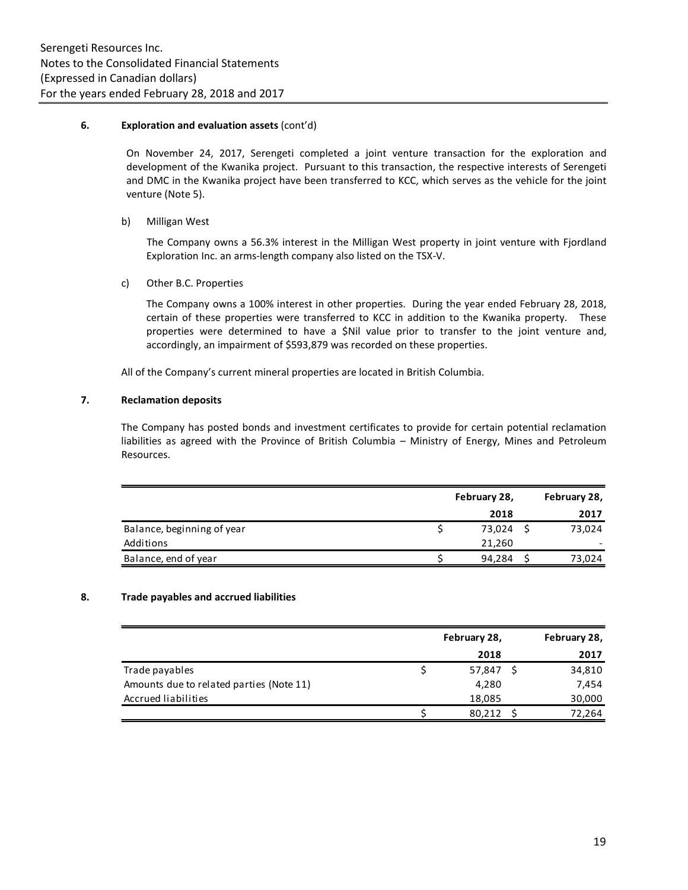**6. Exploration and evaluation assets** (cont'd)

On November 24, 2017, Serengeti completed a joint venture transaction for the exploration and development of the Kwanika project. Pursuant to this transaction, the respective interests of Serengeti and DMC in the Kwanika project have been transferred to KCC, which serves as the vehicle for the joint venture (Note 5).

b) Milligan West

The Company owns a 56.3% interest in the Milligan West property in joint venture with Fjordland Exploration Inc. an arms-length company also listed on the TSX-V.

c) Other B.C. Properties

The Company owns a 100% interest in other properties. During the year ended February 28, 2018, certain of these properties were transferred to KCC in addition to the Kwanika property. These properties were determined to have a $Nil value prior to transfer to the joint venture and, accordingly, an impairment of $593,879 was recorded on these properties.

All of the Company's current mineral properties are located in British Columbia.

**7. Reclamation deposits**

The Company has posted bonds and investment certificates to provide for certain potential reclamation liabilities as agreed with the Province of British Columbia – Ministry of Energy, Mines and Petroleum Resources.

| | February 28, 2018 | February 28, 2017 |
|---|---|---|
| Balance, beginning of year | $ 73,024 | $ 73,024 |
| Additions | 21,260 | - |
| Balance, end of year | $ 94,284 | $ 73,024 |

**8. Trade payables and accrued liabilities**

| | February 28, 2018 | February 28, 2017 |
|---|---|---|
| Trade payables | $ 57,847 | $ 34,810 |
| Amounts due to related parties (Note 11) | 4,280 | 7,454 |
| Accrued liabilities | 18,085 | 30,000 |
| | $ 80,212 | $ 72,264 |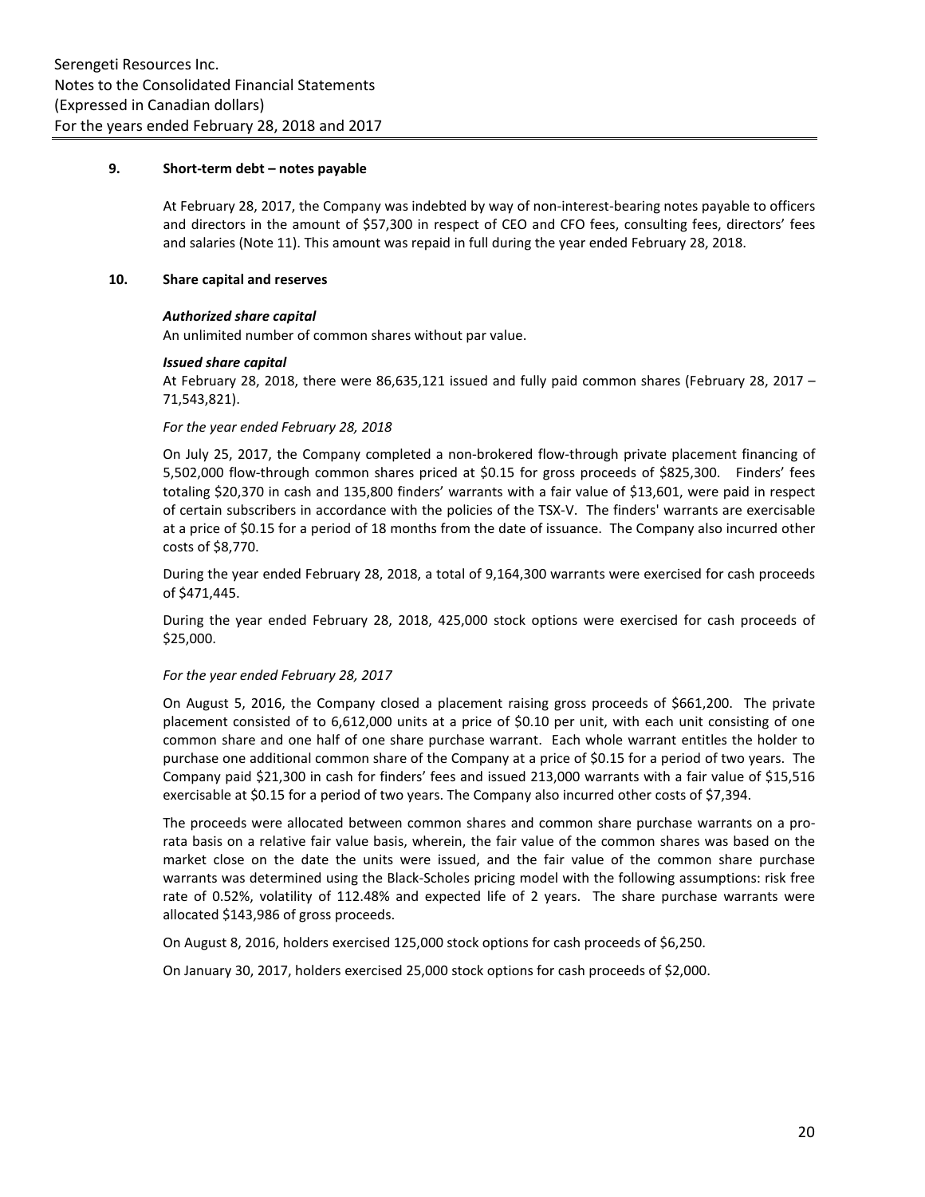## 9. Short-term debt – notes payable

At February 28, 2017, the Company was indebted by way of non-interest-bearing notes payable to officers and directors in the amount of $57,300 in respect of CEO and CFO fees, consulting fees, directors' fees and salaries (Note 11). This amount was repaid in full during the year ended February 28, 2018.

## 10. Share capital and reserves

***Authorized share capital***

An unlimited number of common shares without par value.

***Issued share capital***

At February 28, 2018, there were 86,635,121 issued and fully paid common shares (February 28, 2017 – 71,543,821).

*For the year ended February 28, 2018*

On July 25, 2017, the Company completed a non-brokered flow-through private placement financing of 5,502,000 flow-through common shares priced at $0.15 for gross proceeds of $825,300. Finders' fees totaling $20,370 in cash and 135,800 finders' warrants with a fair value of $13,601, were paid in respect of certain subscribers in accordance with the policies of the TSX-V. The finders' warrants are exercisable at a price of $0.15 for a period of 18 months from the date of issuance. The Company also incurred other costs of $8,770.

During the year ended February 28, 2018, a total of 9,164,300 warrants were exercised for cash proceeds of $471,445.

During the year ended February 28, 2018, 425,000 stock options were exercised for cash proceeds of $25,000.

*For the year ended February 28, 2017*

On August 5, 2016, the Company closed a placement raising gross proceeds of $661,200. The private placement consisted of to 6,612,000 units at a price of $0.10 per unit, with each unit consisting of one common share and one half of one share purchase warrant. Each whole warrant entitles the holder to purchase one additional common share of the Company at a price of $0.15 for a period of two years. The Company paid $21,300 in cash for finders' fees and issued 213,000 warrants with a fair value of $15,516 exercisable at $0.15 for a period of two years. The Company also incurred other costs of $7,394.

The proceeds were allocated between common shares and common share purchase warrants on a pro-rata basis on a relative fair value basis, wherein, the fair value of the common shares was based on the market close on the date the units were issued, and the fair value of the common share purchase warrants was determined using the Black-Scholes pricing model with the following assumptions: risk free rate of 0.52%, volatility of 112.48% and expected life of 2 years. The share purchase warrants were allocated $143,986 of gross proceeds.

On August 8, 2016, holders exercised 125,000 stock options for cash proceeds of $6,250.

On January 30, 2017, holders exercised 25,000 stock options for cash proceeds of $2,000.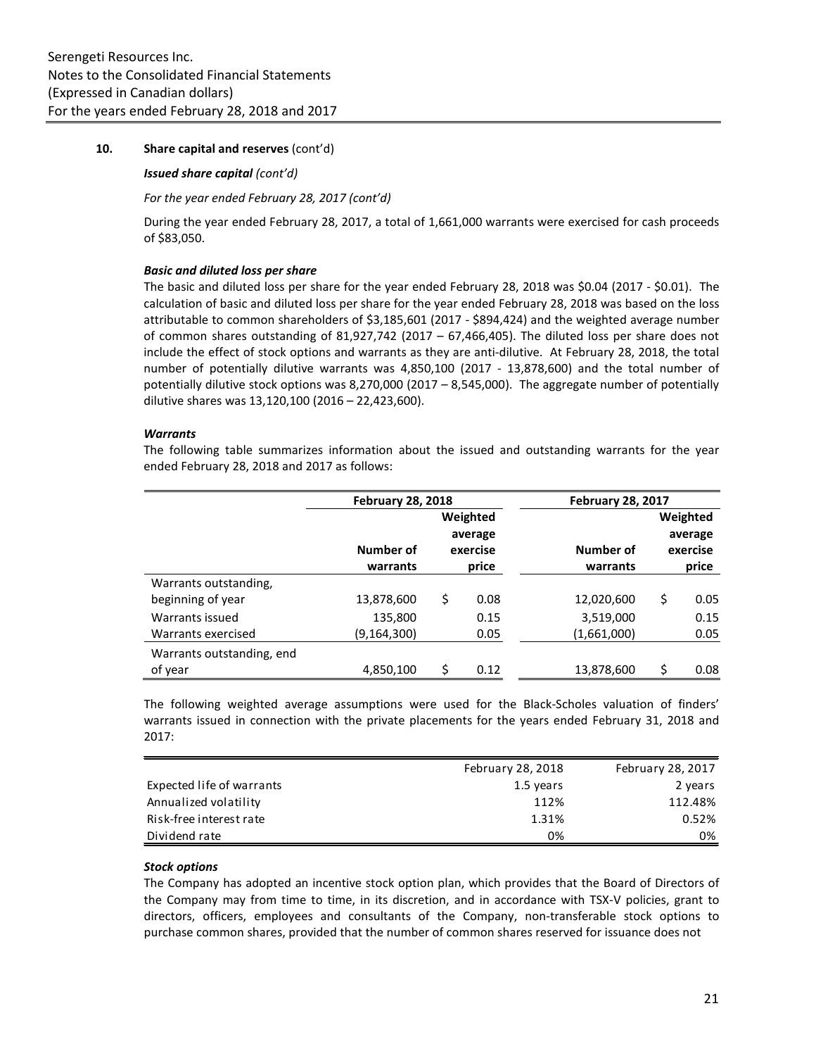## 10. Share capital and reserves (cont'd)

***Issued share capital (cont'd)***

*For the year ended February 28, 2017 (cont'd)*

During the year ended February 28, 2017, a total of 1,661,000 warrants were exercised for cash proceeds of $83,050.

***Basic and diluted loss per share***

The basic and diluted loss per share for the year ended February 28, 2018 was $0.04 (2017 - $0.01). The calculation of basic and diluted loss per share for the year ended February 28, 2018 was based on the loss attributable to common shareholders of $3,185,601 (2017 - $894,424) and the weighted average number of common shares outstanding of 81,927,742 (2017 – 67,466,405). The diluted loss per share does not include the effect of stock options and warrants as they are anti-dilutive. At February 28, 2018, the total number of potentially dilutive warrants was 4,850,100 (2017 - 13,878,600) and the total number of potentially dilutive stock options was 8,270,000 (2017 – 8,545,000). The aggregate number of potentially dilutive shares was 13,120,100 (2016 – 22,423,600).

***Warrants***

The following table summarizes information about the issued and outstanding warrants for the year ended February 28, 2018 and 2017 as follows:

| | February 28, 2018 | | February 28, 2017 | |
|---|---|---|---|---|
| | Number of warrants | Weighted average exercise price | Number of warrants | Weighted average exercise price |
| Warrants outstanding, beginning of year | 13,878,600 | $ 0.08 | 12,020,600 | $ 0.05 |
| Warrants issued | 135,800 | 0.15 | 3,519,000 | 0.15 |
| Warrants exercised | (9,164,300) | 0.05 | (1,661,000) | 0.05 |
| Warrants outstanding, end of year | 4,850,100 | $ 0.12 | 13,878,600 | $ 0.08 |

The following weighted average assumptions were used for the Black-Scholes valuation of finders' warrants issued in connection with the private placements for the years ended February 31, 2018 and 2017:

| | February 28, 2018 | February 28, 2017 |
|---|---|---|
| Expected life of warrants | 1.5 years | 2 years |
| Annualized volatility | 112% | 112.48% |
| Risk-free interest rate | 1.31% | 0.52% |
| Dividend rate | 0% | 0% |

***Stock options***

The Company has adopted an incentive stock option plan, which provides that the Board of Directors of the Company may from time to time, in its discretion, and in accordance with TSX-V policies, grant to directors, officers, employees and consultants of the Company, non-transferable stock options to purchase common shares, provided that the number of common shares reserved for issuance does not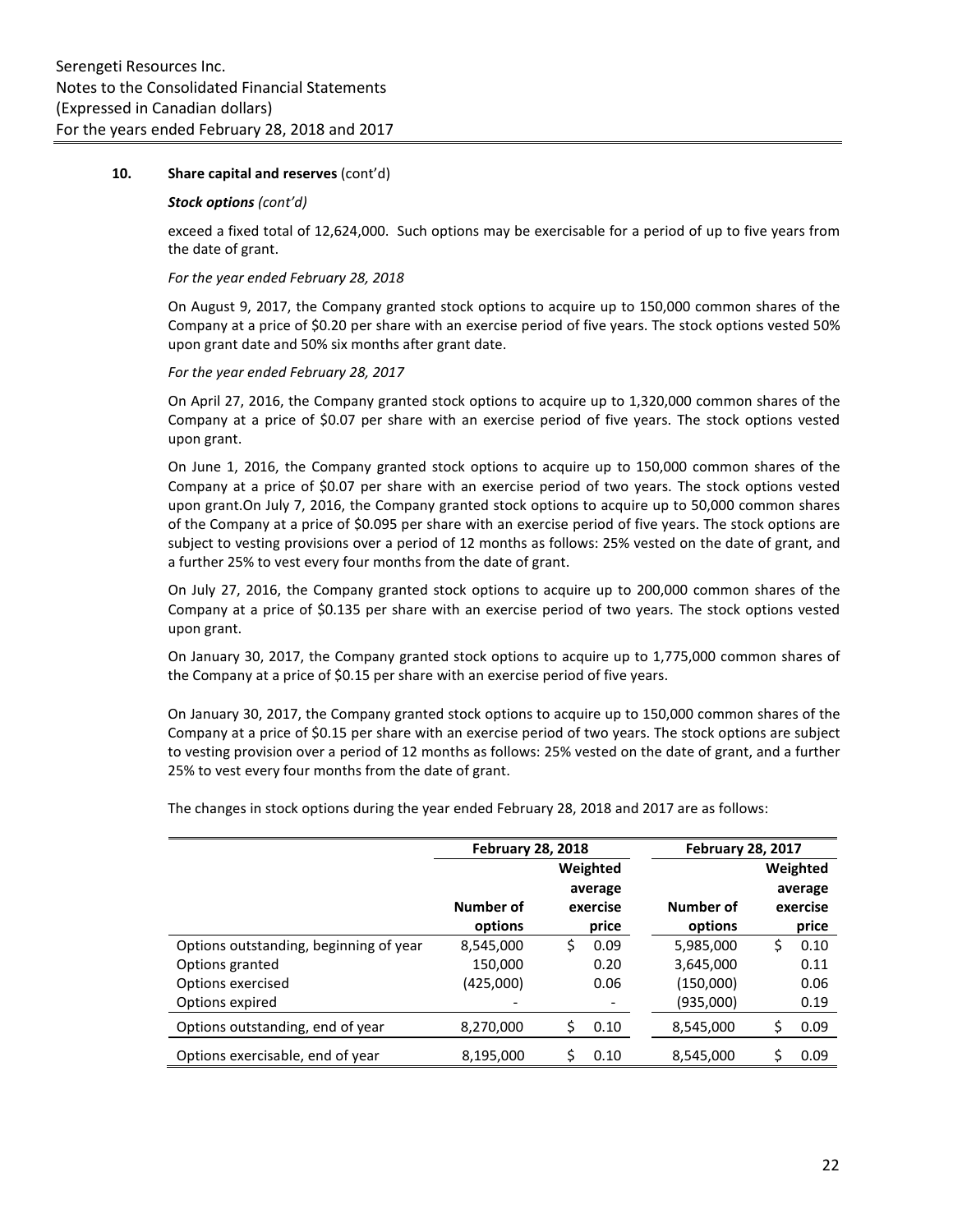## 10. Share capital and reserves (cont'd)

***Stock options** (cont'd)*

exceed a fixed total of 12,624,000. Such options may be exercisable for a period of up to five years from the date of grant.

*For the year ended February 28, 2018*

On August 9, 2017, the Company granted stock options to acquire up to 150,000 common shares of the Company at a price of $0.20 per share with an exercise period of five years. The stock options vested 50% upon grant date and 50% six months after grant date.

*For the year ended February 28, 2017*

On April 27, 2016, the Company granted stock options to acquire up to 1,320,000 common shares of the Company at a price of $0.07 per share with an exercise period of five years. The stock options vested upon grant.

On June 1, 2016, the Company granted stock options to acquire up to 150,000 common shares of the Company at a price of $0.07 per share with an exercise period of two years. The stock options vested upon grant.On July 7, 2016, the Company granted stock options to acquire up to 50,000 common shares of the Company at a price of $0.095 per share with an exercise period of five years. The stock options are subject to vesting provisions over a period of 12 months as follows: 25% vested on the date of grant, and a further 25% to vest every four months from the date of grant.

On July 27, 2016, the Company granted stock options to acquire up to 200,000 common shares of the Company at a price of $0.135 per share with an exercise period of two years. The stock options vested upon grant.

On January 30, 2017, the Company granted stock options to acquire up to 1,775,000 common shares of the Company at a price of $0.15 per share with an exercise period of five years.

On January 30, 2017, the Company granted stock options to acquire up to 150,000 common shares of the Company at a price of $0.15 per share with an exercise period of two years. The stock options are subject to vesting provision over a period of 12 months as follows: 25% vested on the date of grant, and a further 25% to vest every four months from the date of grant.

The changes in stock options during the year ended February 28, 2018 and 2017 are as follows:

| | February 28, 2018 | | February 28, 2017 | |
|---|---|---|---|---|
| | Number of options | Weighted average exercise price | Number of options | Weighted average exercise price |
| Options outstanding, beginning of year | 8,545,000 | $ 0.09 | 5,985,000 | $ 0.10 |
| Options granted | 150,000 | 0.20 | 3,645,000 | 0.11 |
| Options exercised | (425,000) | 0.06 | (150,000) | 0.06 |
| Options expired | - | - | (935,000) | 0.19 |
| Options outstanding, end of year | 8,270,000 | $ 0.10 | 8,545,000 | $ 0.09 |
| Options exercisable, end of year | 8,195,000 | $ 0.10 | 8,545,000 | $ 0.09 |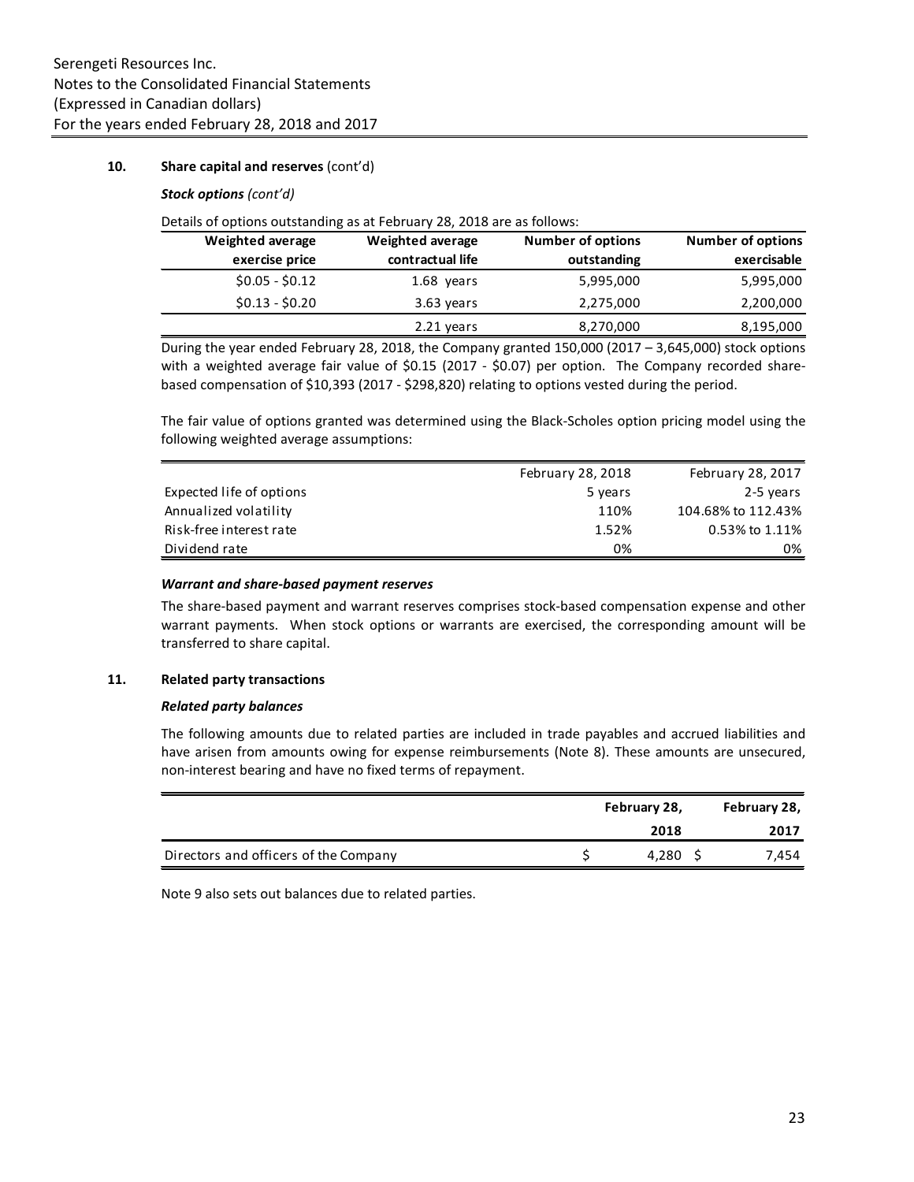Serengeti Resources Inc.
Notes to the Consolidated Financial Statements
(Expressed in Canadian dollars)
For the years ended February 28, 2018 and 2017

## 10. Share capital and reserves (cont'd)

***Stock options*** *(cont'd)*

Details of options outstanding as at February 28, 2018 are as follows:

| Weighted average exercise price | Weighted average contractual life | Number of options outstanding | Number of options exercisable |
|---|---|---|---|
| $0.05 - $0.12 | 1.68 years | 5,995,000 | 5,995,000 |
| $0.13 - $0.20 | 3.63 years | 2,275,000 | 2,200,000 |
| | 2.21 years | 8,270,000 | 8,195,000 |

During the year ended February 28, 2018, the Company granted 150,000 (2017 – 3,645,000) stock options with a weighted average fair value of $0.15 (2017 - $0.07) per option. The Company recorded share-based compensation of $10,393 (2017 - $298,820) relating to options vested during the period.

The fair value of options granted was determined using the Black-Scholes option pricing model using the following weighted average assumptions:

| | February 28, 2018 | February 28, 2017 |
|---|---|---|
| Expected life of options | 5 years | 2-5 years |
| Annualized volatility | 110% | 104.68% to 112.43% |
| Risk-free interest rate | 1.52% | 0.53% to 1.11% |
| Dividend rate | 0% | 0% |

***Warrant and share-based payment reserves***

The share-based payment and warrant reserves comprises stock-based compensation expense and other warrant payments. When stock options or warrants are exercised, the corresponding amount will be transferred to share capital.

## 11. Related party transactions

***Related party balances***

The following amounts due to related parties are included in trade payables and accrued liabilities and have arisen from amounts owing for expense reimbursements (Note 8). These amounts are unsecured, non-interest bearing and have no fixed terms of repayment.

| | February 28, 2018 | February 28, 2017 |
|---|---|---|
| Directors and officers of the Company | $ 4,280 | $ 7,454 |

Note 9 also sets out balances due to related parties.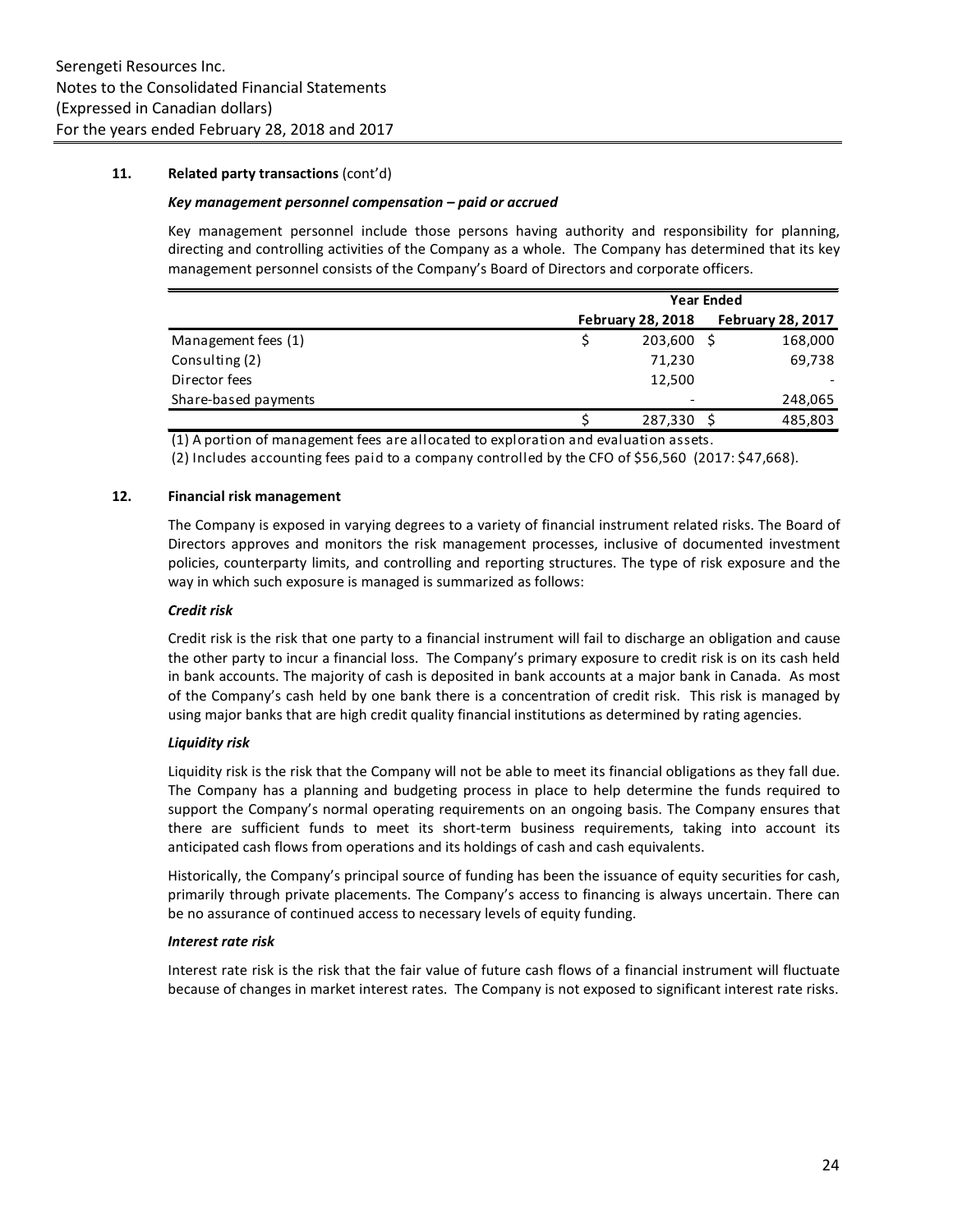### 11. Related party transactions (cont'd)

***Key management personnel compensation – paid or accrued***

Key management personnel include those persons having authority and responsibility for planning, directing and controlling activities of the Company as a whole. The Company has determined that its key management personnel consists of the Company's Board of Directors and corporate officers.

| | Year Ended | |
|---|---|---|
| | **February 28, 2018** | **February 28, 2017** |
| Management fees (1) | $ 203,600 | $ 168,000 |
| Consulting (2) | 71,230 | 69,738 |
| Director fees | 12,500 | - |
| Share-based payments | - | 248,065 |
| | $ 287,330 | $ 485,803 |

(1) A portion of management fees are allocated to exploration and evaluation assets.

(2) Includes accounting fees paid to a company controlled by the CFO of $56,560 (2017: $47,668).

### 12. Financial risk management

The Company is exposed in varying degrees to a variety of financial instrument related risks. The Board of Directors approves and monitors the risk management processes, inclusive of documented investment policies, counterparty limits, and controlling and reporting structures. The type of risk exposure and the way in which such exposure is managed is summarized as follows:

***Credit risk***

Credit risk is the risk that one party to a financial instrument will fail to discharge an obligation and cause the other party to incur a financial loss. The Company's primary exposure to credit risk is on its cash held in bank accounts. The majority of cash is deposited in bank accounts at a major bank in Canada. As most of the Company's cash held by one bank there is a concentration of credit risk. This risk is managed by using major banks that are high credit quality financial institutions as determined by rating agencies.

***Liquidity risk***

Liquidity risk is the risk that the Company will not be able to meet its financial obligations as they fall due. The Company has a planning and budgeting process in place to help determine the funds required to support the Company's normal operating requirements on an ongoing basis. The Company ensures that there are sufficient funds to meet its short-term business requirements, taking into account its anticipated cash flows from operations and its holdings of cash and cash equivalents.

Historically, the Company's principal source of funding has been the issuance of equity securities for cash, primarily through private placements. The Company's access to financing is always uncertain. There can be no assurance of continued access to necessary levels of equity funding.

***Interest rate risk***

Interest rate risk is the risk that the fair value of future cash flows of a financial instrument will fluctuate because of changes in market interest rates. The Company is not exposed to significant interest rate risks.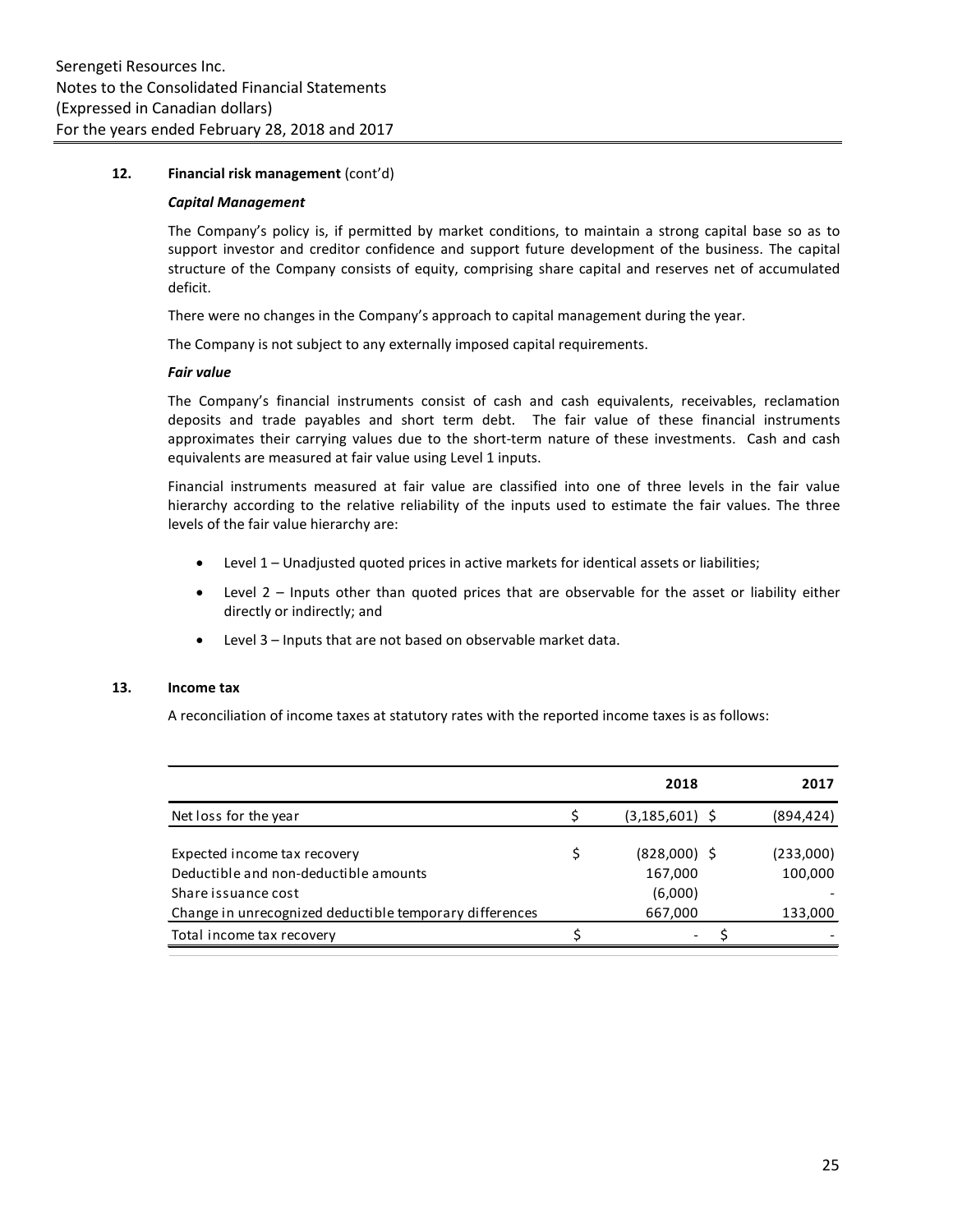## 12. Financial risk management (cont'd)

***Capital Management***

The Company's policy is, if permitted by market conditions, to maintain a strong capital base so as to support investor and creditor confidence and support future development of the business. The capital structure of the Company consists of equity, comprising share capital and reserves net of accumulated deficit.

There were no changes in the Company's approach to capital management during the year.

The Company is not subject to any externally imposed capital requirements.

***Fair value***

The Company's financial instruments consist of cash and cash equivalents, receivables, reclamation deposits and trade payables and short term debt. The fair value of these financial instruments approximates their carrying values due to the short-term nature of these investments. Cash and cash equivalents are measured at fair value using Level 1 inputs.

Financial instruments measured at fair value are classified into one of three levels in the fair value hierarchy according to the relative reliability of the inputs used to estimate the fair values. The three levels of the fair value hierarchy are:

- Level 1 – Unadjusted quoted prices in active markets for identical assets or liabilities;
- Level 2 – Inputs other than quoted prices that are observable for the asset or liability either directly or indirectly; and
- Level 3 – Inputs that are not based on observable market data.

## 13. Income tax

A reconciliation of income taxes at statutory rates with the reported income taxes is as follows:

| | | 2018 | | 2017 |
|---|---|---|---|---|
| Net loss for the year | $ | (3,185,601) | $ | (894,424) |
| Expected income tax recovery | $ | (828,000) | $ | (233,000) |
| Deductible and non-deductible amounts | | 167,000 | | 100,000 |
| Share issuance cost | | (6,000) | | - |
| Change in unrecognized deductible temporary differences | | 667,000 | | 133,000 |
| Total income tax recovery | $ | - | $ | - |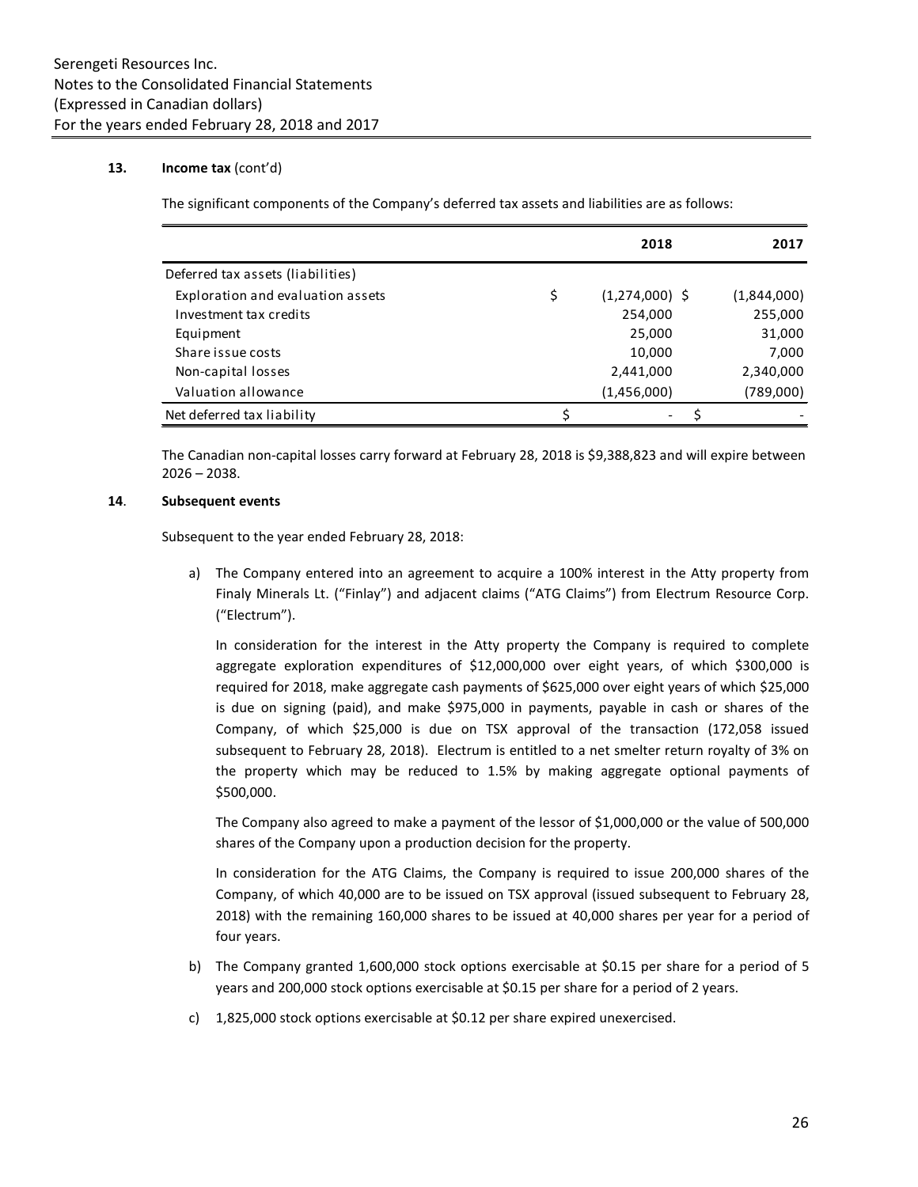**13. Income tax** (cont'd)

The significant components of the Company's deferred tax assets and liabilities are as follows:

| | 2018 | 2017 |
|---|---|---|
| Deferred tax assets (liabilities) | | |
| Exploration and evaluation assets | $ (1,274,000) | $ (1,844,000) |
| Investment tax credits | 254,000 | 255,000 |
| Equipment | 25,000 | 31,000 |
| Share issue costs | 10,000 | 7,000 |
| Non-capital losses | 2,441,000 | 2,340,000 |
| Valuation allowance | (1,456,000) | (789,000) |
| Net deferred tax liability | $ - | $ - |

The Canadian non-capital losses carry forward at February 28, 2018 is $9,388,823 and will expire between 2026 – 2038.

**14. Subsequent events**

Subsequent to the year ended February 28, 2018:

a) The Company entered into an agreement to acquire a 100% interest in the Atty property from Finaly Minerals Lt. ("Finlay") and adjacent claims ("ATG Claims") from Electrum Resource Corp. ("Electrum").

   In consideration for the interest in the Atty property the Company is required to complete aggregate exploration expenditures of $12,000,000 over eight years, of which $300,000 is required for 2018, make aggregate cash payments of $625,000 over eight years of which $25,000 is due on signing (paid), and make $975,000 in payments, payable in cash or shares of the Company, of which $25,000 is due on TSX approval of the transaction (172,058 issued subsequent to February 28, 2018). Electrum is entitled to a net smelter return royalty of 3% on the property which may be reduced to 1.5% by making aggregate optional payments of $500,000.

   The Company also agreed to make a payment of the lessor of $1,000,000 or the value of 500,000 shares of the Company upon a production decision for the property.

   In consideration for the ATG Claims, the Company is required to issue 200,000 shares of the Company, of which 40,000 are to be issued on TSX approval (issued subsequent to February 28, 2018) with the remaining 160,000 shares to be issued at 40,000 shares per year for a period of four years.

b) The Company granted 1,600,000 stock options exercisable at $0.15 per share for a period of 5 years and 200,000 stock options exercisable at $0.15 per share for a period of 2 years.

c) 1,825,000 stock options exercisable at $0.12 per share expired unexercised.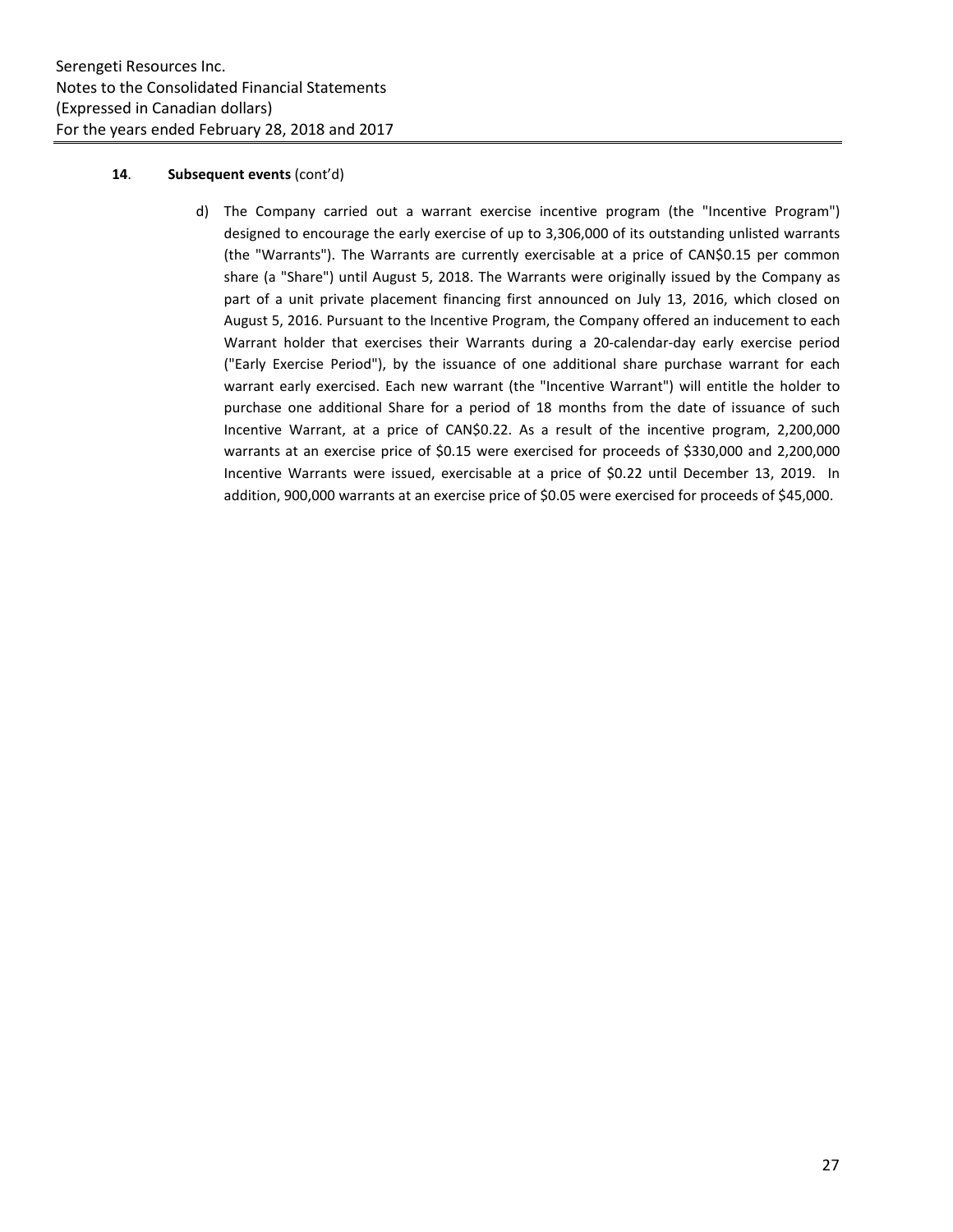**14. Subsequent events** (cont'd)

d) The Company carried out a warrant exercise incentive program (the "Incentive Program") designed to encourage the early exercise of up to 3,306,000 of its outstanding unlisted warrants (the "Warrants"). The Warrants are currently exercisable at a price of CAN$0.15 per common share (a "Share") until August 5, 2018. The Warrants were originally issued by the Company as part of a unit private placement financing first announced on July 13, 2016, which closed on August 5, 2016. Pursuant to the Incentive Program, the Company offered an inducement to each Warrant holder that exercises their Warrants during a 20-calendar-day early exercise period ("Early Exercise Period"), by the issuance of one additional share purchase warrant for each warrant early exercised. Each new warrant (the "Incentive Warrant") will entitle the holder to purchase one additional Share for a period of 18 months from the date of issuance of such Incentive Warrant, at a price of CAN$0.22. As a result of the incentive program, 2,200,000 warrants at an exercise price of $0.15 were exercised for proceeds of $330,000 and 2,200,000 Incentive Warrants were issued, exercisable at a price of $0.22 until December 13, 2019. In addition, 900,000 warrants at an exercise price of $0.05 were exercised for proceeds of $45,000.